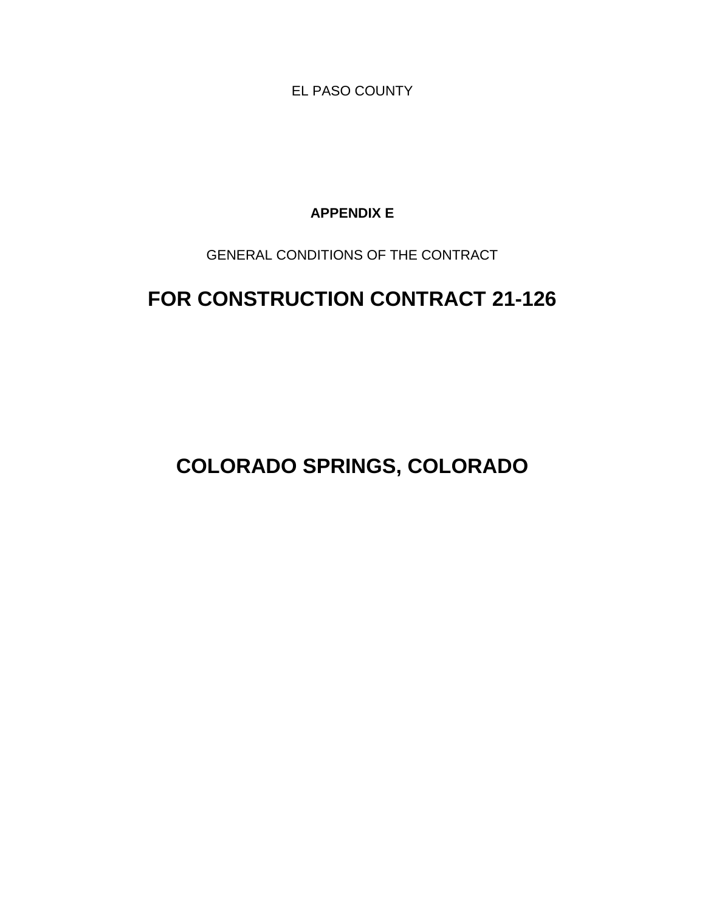EL PASO COUNTY

**APPENDIX E**

GENERAL CONDITIONS OF THE CONTRACT

# FOR CONSTRUCTION CONTRACT 21-126

# COLORADO SPRINGS, COLORADO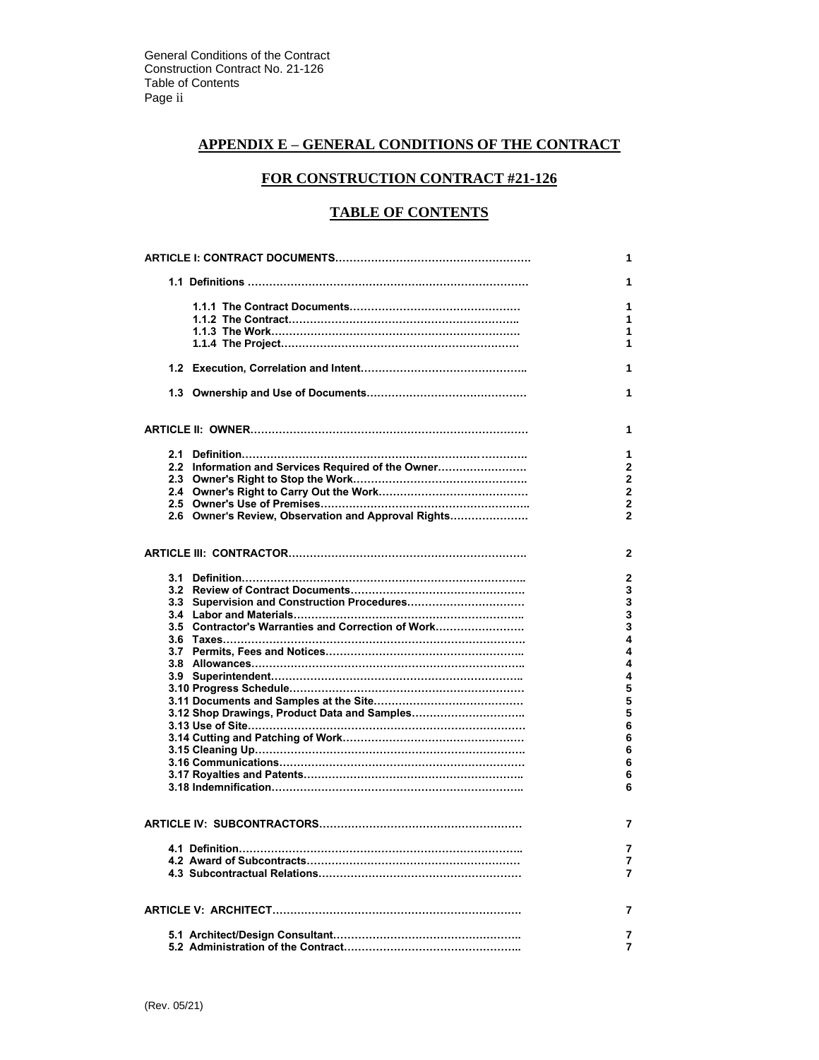# APPENDIX E – GENERAL CONDITIONS OF THE CONTRACT

## FOR CONSTRUCTION CONTRACT #21-126

## TABLE OF CONTENTS

| | |
|---|---|
| **ARTICLE I: CONTRACT DOCUMENTS** | **1** |
| **1.1 Definitions** | **1** |
| **1.1.1 The Contract Documents** | **1** |
| **1.1.2 The Contract** | **1** |
| **1.1.3 The Work** | **1** |
| **1.1.4 The Project** | **1** |
| **1.2 Execution, Correlation and Intent** | **1** |
| **1.3 Ownership and Use of Documents** | **1** |
| **ARTICLE II: OWNER** | **1** |
| **2.1 Definition** | **1** |
| **2.2 Information and Services Required of the Owner** | **2** |
| **2.3 Owner's Right to Stop the Work** | **2** |
| **2.4 Owner's Right to Carry Out the Work** | **2** |
| **2.5 Owner's Use of Premises** | **2** |
| **2.6 Owner's Review, Observation and Approval Rights** | **2** |
| **ARTICLE III: CONTRACTOR** | **2** |
| **3.1 Definition** | **2** |
| **3.2 Review of Contract Documents** | **3** |
| **3.3 Supervision and Construction Procedures** | **3** |
| **3.4 Labor and Materials** | **3** |
| **3.5 Contractor's Warranties and Correction of Work** | **3** |
| **3.6 Taxes** | **4** |
| **3.7 Permits, Fees and Notices** | **4** |
| **3.8 Allowances** | **4** |
| **3.9 Superintendent** | **4** |
| **3.10 Progress Schedule** | **5** |
| **3.11 Documents and Samples at the Site** | **5** |
| **3.12 Shop Drawings, Product Data and Samples** | **5** |
| **3.13 Use of Site** | **6** |
| **3.14 Cutting and Patching of Work** | **6** |
| **3.15 Cleaning Up** | **6** |
| **3.16 Communications** | **6** |
| **3.17 Royalties and Patents** | **6** |
| **3.18 Indemnification** | **6** |
| **ARTICLE IV: SUBCONTRACTORS** | **7** |
| **4.1 Definition** | **7** |
| **4.2 Award of Subcontracts** | **7** |
| **4.3 Subcontractual Relations** | **7** |
| **ARTICLE V: ARCHITECT** | **7** |
| **5.1 Architect/Design Consultant** | **7** |
| **5.2 Administration of the Contract** | **7** |

(Rev. 05/21)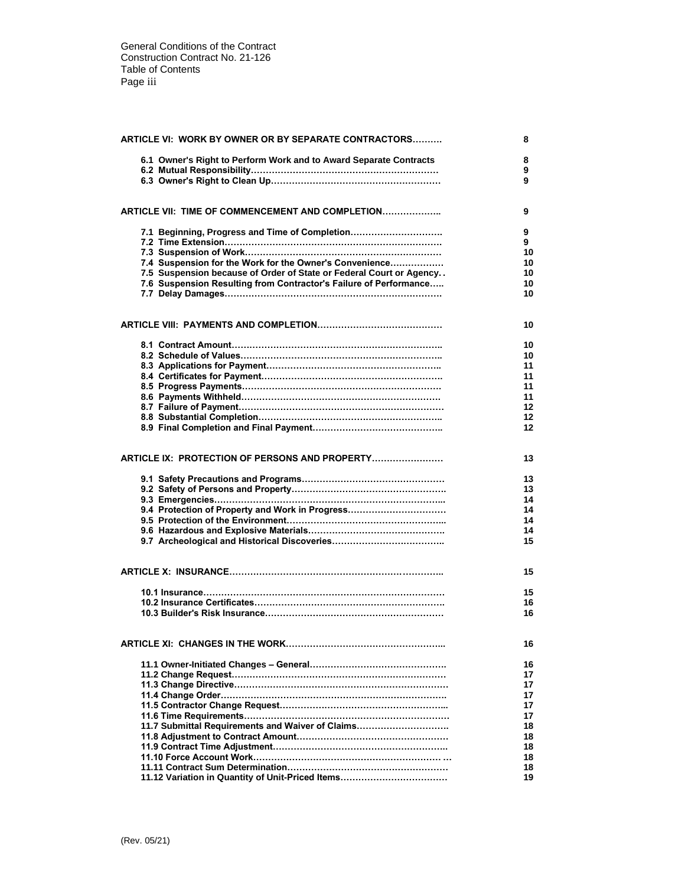| | |
|---|---|
| **ARTICLE VI: WORK BY OWNER OR BY SEPARATE CONTRACTORS……….** | **8** |
| **6.1 Owner's Right to Perform Work and to Award Separate Contracts** | **8** |
| **6.2 Mutual Responsibility………………………………………………………** | **9** |
| **6.3 Owner's Right to Clean Up…………………………………………………** | **9** |
| **ARTICLE VII: TIME OF COMMENCEMENT AND COMPLETION………………..** | **9** |
| **7.1 Beginning, Progress and Time of Completion………………………….** | **9** |
| **7.2 Time Extension……………………………………………………………….** | **9** |
| **7.3 Suspension of Work…………………………………………………………** | **10** |
| **7.4 Suspension for the Work for the Owner's Convenience…………….** | **10** |
| **7.5 Suspension because of Order of State or Federal Court or Agency. .** | **10** |
| **7.6 Suspension Resulting from Contractor's Failure of Performance…..** | **10** |
| **7.7 Delay Damages……………………………………………………………….** | **10** |
| **ARTICLE VIII: PAYMENTS AND COMPLETION……………………………………** | **10** |
| **8.1 Contract Amount……………………………………………………………..** | **10** |
| **8.2 Schedule of Values…………………………………………………………..** | **10** |
| **8.3 Applications for Payment…………………………………………………..** | **11** |
| **8.4 Certificates for Payment……………………………………………………..** | **11** |
| **8.5 Progress Payments…………………………………………………………** | **11** |
| **8.6 Payments Withheld…………………………………………………………** | **11** |
| **8.7 Failure of Payment……………………………………………………………** | **12** |
| **8.8 Substantial Completion……………………………………………………..** | **12** |
| **8.9 Final Completion and Final Payment……………………………………..** | **12** |
| **ARTICLE IX: PROTECTION OF PERSONS AND PROPERTY……………………** | **13** |
| **9.1 Safety Precautions and Programs…………………………………………** | **13** |
| **9.2 Safety of Persons and Property…………………………………………….** | **13** |
| **9.3 Emergencies……………………………………………………………………...** | **14** |
| **9.4 Protection of Property and Work in Progress……………………………** | **14** |
| **9.5 Protection of the Environment……………………………………………...** | **14** |
| **9.6 Hazardous and Explosive Materials……………………………………….** | **14** |
| **9.7 Archeological and Historical Discoveries………………………………..** | **15** |
| **ARTICLE X: INSURANCE………………………………………………………………..** | **15** |
| **10.1 Insurance………………………………………………………………………** | **15** |
| **10.2 Insurance Certificates……………………………………………………….** | **16** |
| **10.3 Builder's Risk Insurance……………………………………………………** | **16** |
| **ARTICLE XI: CHANGES IN THE WORK……………………………………………...** | **16** |
| **11.1 Owner-Initiated Changes – General……………………………………….** | **16** |
| **11.2 Change Request………………………………………………………………** | **17** |
| **11.3 Change Directive………………………………………………………………** | **17** |
| **11.4 Change Order………………………………………………………………….** | **17** |
| **11.5 Contractor Change Request………………………………………………...** | **17** |
| **11.6 Time Requirements……………………………………………………………** | **17** |
| **11.7 Submittal Requirements and Waiver of Claims………………………….** | **18** |
| **11.8 Adjustment to Contract Amount……………………………………………** | **18** |
| **11.9 Contract Time Adjustment…………………………………………………..** | **18** |
| **11.10 Force Account Work………………………………………………………… …** | **18** |
| **11.11 Contract Sum Determination………………………………………………** | **18** |
| **11.12 Variation in Quantity of Unit-Priced Items………………………………** | **19** |

(Rev. 05/21)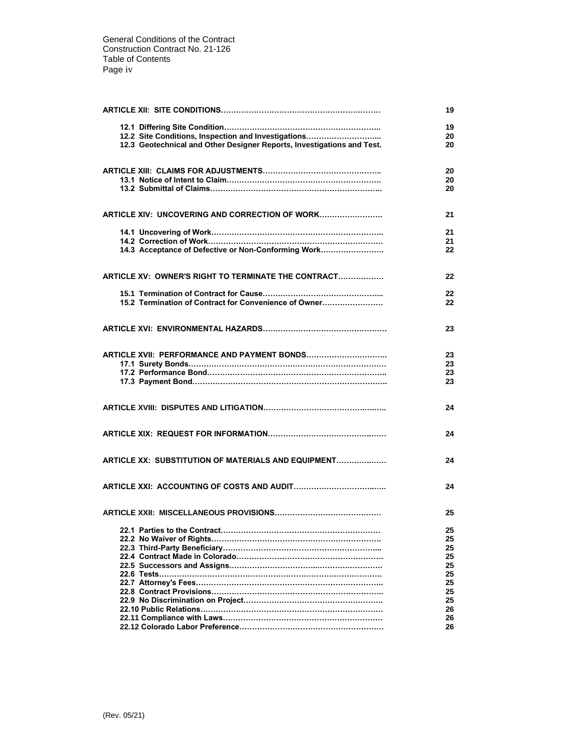| | |
|---|---|
| **ARTICLE XII: SITE CONDITIONS** | **19** |
| **12.1 Differing Site Condition** | **19** |
| **12.2 Site Conditions, Inspection and Investigations** | **20** |
| **12.3 Geotechnical and Other Designer Reports, Investigations and Test.** | **20** |
| **ARTICLE XIII: CLAIMS FOR ADJUSTMENTS** | **20** |
| **13.1 Notice of Intent to Claim** | **20** |
| **13.2 Submittal of Claims** | **20** |
| **ARTICLE XIV: UNCOVERING AND CORRECTION OF WORK** | **21** |
| **14.1 Uncovering of Work** | **21** |
| **14.2 Correction of Work** | **21** |
| **14.3 Acceptance of Defective or Non-Conforming Work** | **22** |
| **ARTICLE XV: OWNER'S RIGHT TO TERMINATE THE CONTRACT** | **22** |
| **15.1 Termination of Contract for Cause** | **22** |
| **15.2 Termination of Contract for Convenience of Owner** | **22** |
| **ARTICLE XVI: ENVIRONMENTAL HAZARDS** | **23** |
| **ARTICLE XVII: PERFORMANCE AND PAYMENT BONDS** | **23** |
| **17.1 Surety Bonds** | **23** |
| **17.2 Performance Bond** | **23** |
| **17.3 Payment Bond** | **23** |
| **ARTICLE XVIII: DISPUTES AND LITIGATION** | **24** |
| **ARTICLE XIX: REQUEST FOR INFORMATION** | **24** |
| **ARTICLE XX: SUBSTITUTION OF MATERIALS AND EQUIPMENT** | **24** |
| **ARTICLE XXI: ACCOUNTING OF COSTS AND AUDIT** | **24** |
| **ARTICLE XXII: MISCELLANEOUS PROVISIONS** | **25** |
| **22.1 Parties to the Contract** | **25** |
| **22.2 No Waiver of Rights** | **25** |
| **22.3 Third-Party Beneficiary** | **25** |
| **22.4 Contract Made in Colorado** | **25** |
| **22.5 Successors and Assigns** | **25** |
| **22.6 Tests** | **25** |
| **22.7 Attorney's Fees** | **25** |
| **22.8 Contract Provisions** | **25** |
| **22.9 No Discrimination on Project** | **25** |
| **22.10 Public Relations** | **26** |
| **22.11 Compliance with Laws** | **26** |
| **22.12 Colorado Labor Preference** | **26** |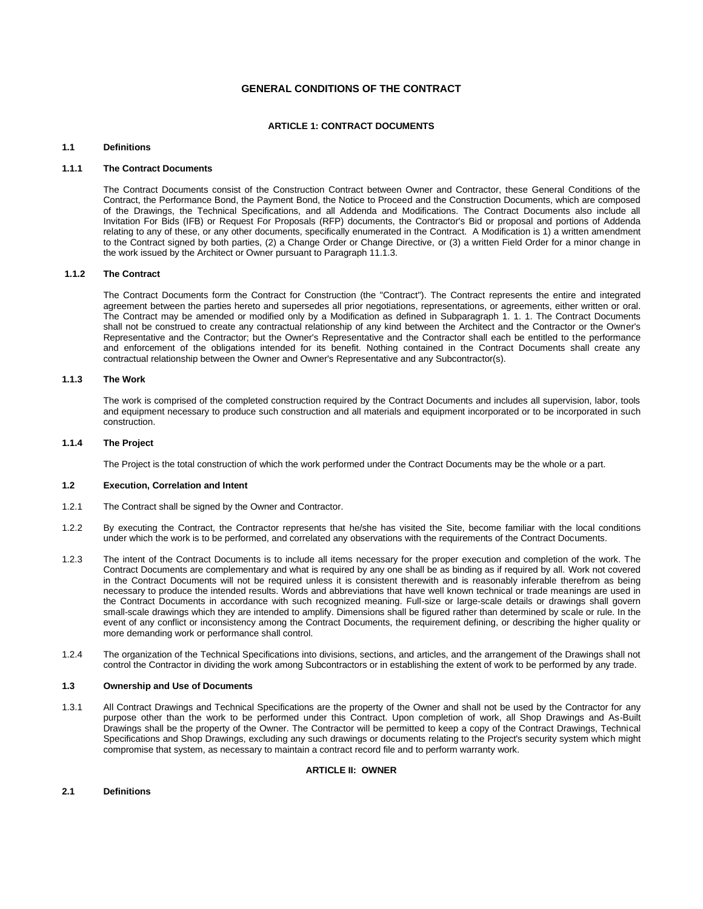# GENERAL CONDITIONS OF THE CONTRACT

## ARTICLE 1: CONTRACT DOCUMENTS

### 1.1 Definitions

#### 1.1.1 The Contract Documents

The Contract Documents consist of the Construction Contract between Owner and Contractor, these General Conditions of the Contract, the Performance Bond, the Payment Bond, the Notice to Proceed and the Construction Documents, which are composed of the Drawings, the Technical Specifications, and all Addenda and Modifications. The Contract Documents also include all Invitation For Bids (IFB) or Request For Proposals (RFP) documents, the Contractor's Bid or proposal and portions of Addenda relating to any of these, or any other documents, specifically enumerated in the Contract. A Modification is 1) a written amendment to the Contract signed by both parties, (2) a Change Order or Change Directive, or (3) a written Field Order for a minor change in the work issued by the Architect or Owner pursuant to Paragraph 11.1.3.

#### 1.1.2 The Contract

The Contract Documents form the Contract for Construction (the "Contract"). The Contract represents the entire and integrated agreement between the parties hereto and supersedes all prior negotiations, representations, or agreements, either written or oral. The Contract may be amended or modified only by a Modification as defined in Subparagraph 1. 1. 1. The Contract Documents shall not be construed to create any contractual relationship of any kind between the Architect and the Contractor or the Owner's Representative and the Contractor; but the Owner's Representative and the Contractor shall each be entitled to the performance and enforcement of the obligations intended for its benefit. Nothing contained in the Contract Documents shall create any contractual relationship between the Owner and Owner's Representative and any Subcontractor(s).

#### 1.1.3 The Work

The work is comprised of the completed construction required by the Contract Documents and includes all supervision, labor, tools and equipment necessary to produce such construction and all materials and equipment incorporated or to be incorporated in such construction.

#### 1.1.4 The Project

The Project is the total construction of which the work performed under the Contract Documents may be the whole or a part.

### 1.2 Execution, Correlation and Intent

1.2.1 The Contract shall be signed by the Owner and Contractor.

1.2.2 By executing the Contract, the Contractor represents that he/she has visited the Site, become familiar with the local conditions under which the work is to be performed, and correlated any observations with the requirements of the Contract Documents.

1.2.3 The intent of the Contract Documents is to include all items necessary for the proper execution and completion of the work. The Contract Documents are complementary and what is required by any one shall be as binding as if required by all. Work not covered in the Contract Documents will not be required unless it is consistent therewith and is reasonably inferable therefrom as being necessary to produce the intended results. Words and abbreviations that have well known technical or trade meanings are used in the Contract Documents in accordance with such recognized meaning. Full-size or large-scale details or drawings shall govern small-scale drawings which they are intended to amplify. Dimensions shall be figured rather than determined by scale or rule. In the event of any conflict or inconsistency among the Contract Documents, the requirement defining, or describing the higher quality or more demanding work or performance shall control.

1.2.4 The organization of the Technical Specifications into divisions, sections, and articles, and the arrangement of the Drawings shall not control the Contractor in dividing the work among Subcontractors or in establishing the extent of work to be performed by any trade.

### 1.3 Ownership and Use of Documents

1.3.1 All Contract Drawings and Technical Specifications are the property of the Owner and shall not be used by the Contractor for any purpose other than the work to be performed under this Contract. Upon completion of work, all Shop Drawings and As-Built Drawings shall be the property of the Owner. The Contractor will be permitted to keep a copy of the Contract Drawings, Technical Specifications and Shop Drawings, excluding any such drawings or documents relating to the Project's security system which might compromise that system, as necessary to maintain a contract record file and to perform warranty work.

## ARTICLE II: OWNER

### 2.1 Definitions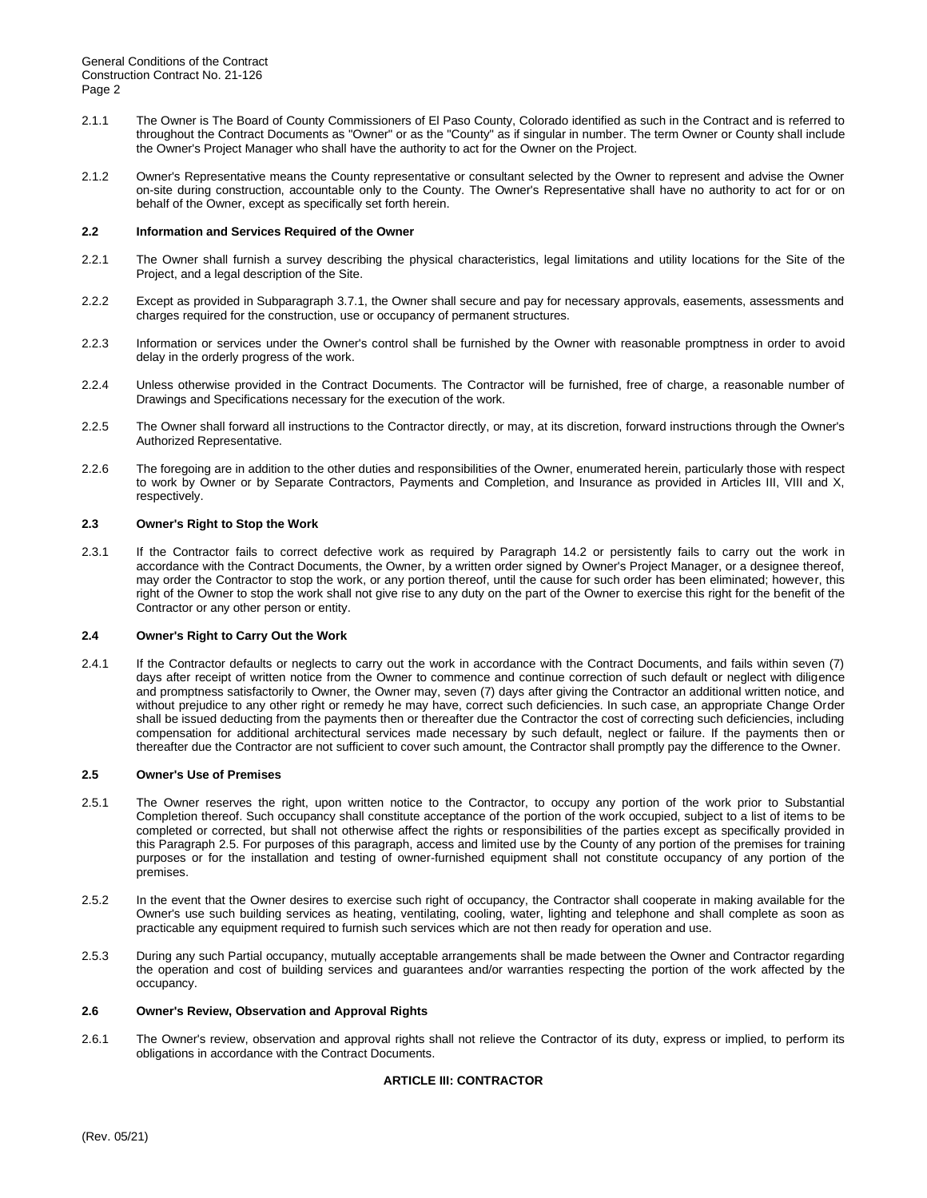2.1.1 The Owner is The Board of County Commissioners of El Paso County, Colorado identified as such in the Contract and is referred to throughout the Contract Documents as "Owner" or as the "County" as if singular in number. The term Owner or County shall include the Owner's Project Manager who shall have the authority to act for the Owner on the Project.

2.1.2 Owner's Representative means the County representative or consultant selected by the Owner to represent and advise the Owner on-site during construction, accountable only to the County. The Owner's Representative shall have no authority to act for or on behalf of the Owner, except as specifically set forth herein.

### 2.2 Information and Services Required of the Owner

2.2.1 The Owner shall furnish a survey describing the physical characteristics, legal limitations and utility locations for the Site of the Project, and a legal description of the Site.

2.2.2 Except as provided in Subparagraph 3.7.1, the Owner shall secure and pay for necessary approvals, easements, assessments and charges required for the construction, use or occupancy of permanent structures.

2.2.3 Information or services under the Owner's control shall be furnished by the Owner with reasonable promptness in order to avoid delay in the orderly progress of the work.

2.2.4 Unless otherwise provided in the Contract Documents. The Contractor will be furnished, free of charge, a reasonable number of Drawings and Specifications necessary for the execution of the work.

2.2.5 The Owner shall forward all instructions to the Contractor directly, or may, at its discretion, forward instructions through the Owner's Authorized Representative.

2.2.6 The foregoing are in addition to the other duties and responsibilities of the Owner, enumerated herein, particularly those with respect to work by Owner or by Separate Contractors, Payments and Completion, and Insurance as provided in Articles III, VIII and X, respectively.

### 2.3 Owner's Right to Stop the Work

2.3.1 If the Contractor fails to correct defective work as required by Paragraph 14.2 or persistently fails to carry out the work in accordance with the Contract Documents, the Owner, by a written order signed by Owner's Project Manager, or a designee thereof, may order the Contractor to stop the work, or any portion thereof, until the cause for such order has been eliminated; however, this right of the Owner to stop the work shall not give rise to any duty on the part of the Owner to exercise this right for the benefit of the Contractor or any other person or entity.

### 2.4 Owner's Right to Carry Out the Work

2.4.1 If the Contractor defaults or neglects to carry out the work in accordance with the Contract Documents, and fails within seven (7) days after receipt of written notice from the Owner to commence and continue correction of such default or neglect with diligence and promptness satisfactorily to Owner, the Owner may, seven (7) days after giving the Contractor an additional written notice, and without prejudice to any other right or remedy he may have, correct such deficiencies. In such case, an appropriate Change Order shall be issued deducting from the payments then or thereafter due the Contractor the cost of correcting such deficiencies, including compensation for additional architectural services made necessary by such default, neglect or failure. If the payments then or thereafter due the Contractor are not sufficient to cover such amount, the Contractor shall promptly pay the difference to the Owner.

### 2.5 Owner's Use of Premises

2.5.1 The Owner reserves the right, upon written notice to the Contractor, to occupy any portion of the work prior to Substantial Completion thereof. Such occupancy shall constitute acceptance of the portion of the work occupied, subject to a list of items to be completed or corrected, but shall not otherwise affect the rights or responsibilities of the parties except as specifically provided in this Paragraph 2.5. For purposes of this paragraph, access and limited use by the County of any portion of the premises for training purposes or for the installation and testing of owner-furnished equipment shall not constitute occupancy of any portion of the premises.

2.5.2 In the event that the Owner desires to exercise such right of occupancy, the Contractor shall cooperate in making available for the Owner's use such building services as heating, ventilating, cooling, water, lighting and telephone and shall complete as soon as practicable any equipment required to furnish such services which are not then ready for operation and use.

2.5.3 During any such Partial occupancy, mutually acceptable arrangements shall be made between the Owner and Contractor regarding the operation and cost of building services and guarantees and/or warranties respecting the portion of the work affected by the occupancy.

### 2.6 Owner's Review, Observation and Approval Rights

2.6.1 The Owner's review, observation and approval rights shall not relieve the Contractor of its duty, express or implied, to perform its obligations in accordance with the Contract Documents.

## ARTICLE III: CONTRACTOR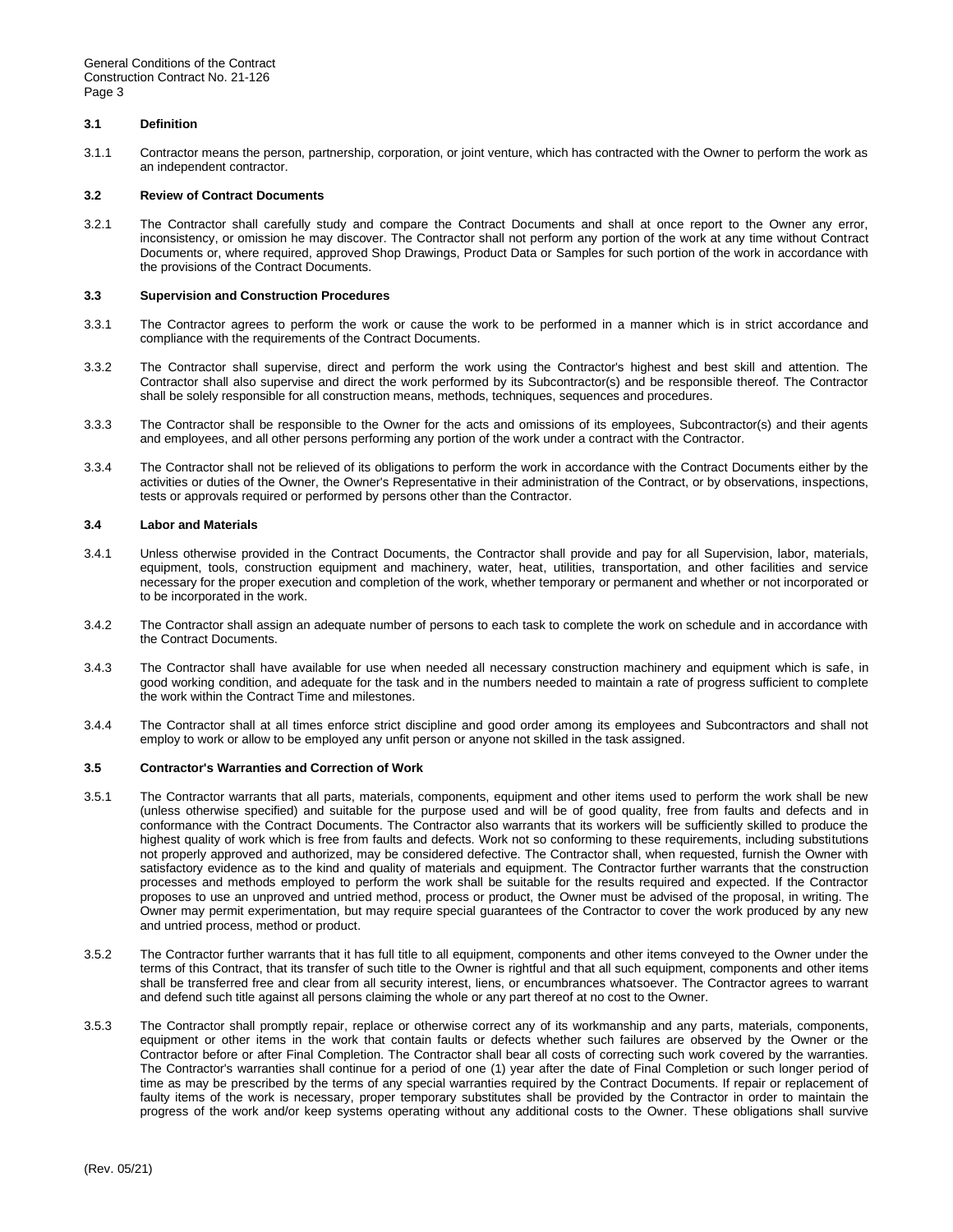### 3.1 Definition

3.1.1 Contractor means the person, partnership, corporation, or joint venture, which has contracted with the Owner to perform the work as an independent contractor.

### 3.2 Review of Contract Documents

3.2.1 The Contractor shall carefully study and compare the Contract Documents and shall at once report to the Owner any error, inconsistency, or omission he may discover. The Contractor shall not perform any portion of the work at any time without Contract Documents or, where required, approved Shop Drawings, Product Data or Samples for such portion of the work in accordance with the provisions of the Contract Documents.

### 3.3 Supervision and Construction Procedures

3.3.1 The Contractor agrees to perform the work or cause the work to be performed in a manner which is in strict accordance and compliance with the requirements of the Contract Documents.

3.3.2 The Contractor shall supervise, direct and perform the work using the Contractor's highest and best skill and attention. The Contractor shall also supervise and direct the work performed by its Subcontractor(s) and be responsible thereof. The Contractor shall be solely responsible for all construction means, methods, techniques, sequences and procedures.

3.3.3 The Contractor shall be responsible to the Owner for the acts and omissions of its employees, Subcontractor(s) and their agents and employees, and all other persons performing any portion of the work under a contract with the Contractor.

3.3.4 The Contractor shall not be relieved of its obligations to perform the work in accordance with the Contract Documents either by the activities or duties of the Owner, the Owner's Representative in their administration of the Contract, or by observations, inspections, tests or approvals required or performed by persons other than the Contractor.

### 3.4 Labor and Materials

3.4.1 Unless otherwise provided in the Contract Documents, the Contractor shall provide and pay for all Supervision, labor, materials, equipment, tools, construction equipment and machinery, water, heat, utilities, transportation, and other facilities and service necessary for the proper execution and completion of the work, whether temporary or permanent and whether or not incorporated or to be incorporated in the work.

3.4.2 The Contractor shall assign an adequate number of persons to each task to complete the work on schedule and in accordance with the Contract Documents.

3.4.3 The Contractor shall have available for use when needed all necessary construction machinery and equipment which is safe, in good working condition, and adequate for the task and in the numbers needed to maintain a rate of progress sufficient to complete the work within the Contract Time and milestones.

3.4.4 The Contractor shall at all times enforce strict discipline and good order among its employees and Subcontractors and shall not employ to work or allow to be employed any unfit person or anyone not skilled in the task assigned.

### 3.5 Contractor's Warranties and Correction of Work

3.5.1 The Contractor warrants that all parts, materials, components, equipment and other items used to perform the work shall be new (unless otherwise specified) and suitable for the purpose used and will be of good quality, free from faults and defects and in conformance with the Contract Documents. The Contractor also warrants that its workers will be sufficiently skilled to produce the highest quality of work which is free from faults and defects. Work not so conforming to these requirements, including substitutions not properly approved and authorized, may be considered defective. The Contractor shall, when requested, furnish the Owner with satisfactory evidence as to the kind and quality of materials and equipment. The Contractor further warrants that the construction processes and methods employed to perform the work shall be suitable for the results required and expected. If the Contractor proposes to use an unproved and untried method, process or product, the Owner must be advised of the proposal, in writing. The Owner may permit experimentation, but may require special guarantees of the Contractor to cover the work produced by any new and untried process, method or product.

3.5.2 The Contractor further warrants that it has full title to all equipment, components and other items conveyed to the Owner under the terms of this Contract, that its transfer of such title to the Owner is rightful and that all such equipment, components and other items shall be transferred free and clear from all security interest, liens, or encumbrances whatsoever. The Contractor agrees to warrant and defend such title against all persons claiming the whole or any part thereof at no cost to the Owner.

3.5.3 The Contractor shall promptly repair, replace or otherwise correct any of its workmanship and any parts, materials, components, equipment or other items in the work that contain faults or defects whether such failures are observed by the Owner or the Contractor before or after Final Completion. The Contractor shall bear all costs of correcting such work covered by the warranties. The Contractor's warranties shall continue for a period of one (1) year after the date of Final Completion or such longer period of time as may be prescribed by the terms of any special warranties required by the Contract Documents. If repair or replacement of faulty items of the work is necessary, proper temporary substitutes shall be provided by the Contractor in order to maintain the progress of the work and/or keep systems operating without any additional costs to the Owner. These obligations shall survive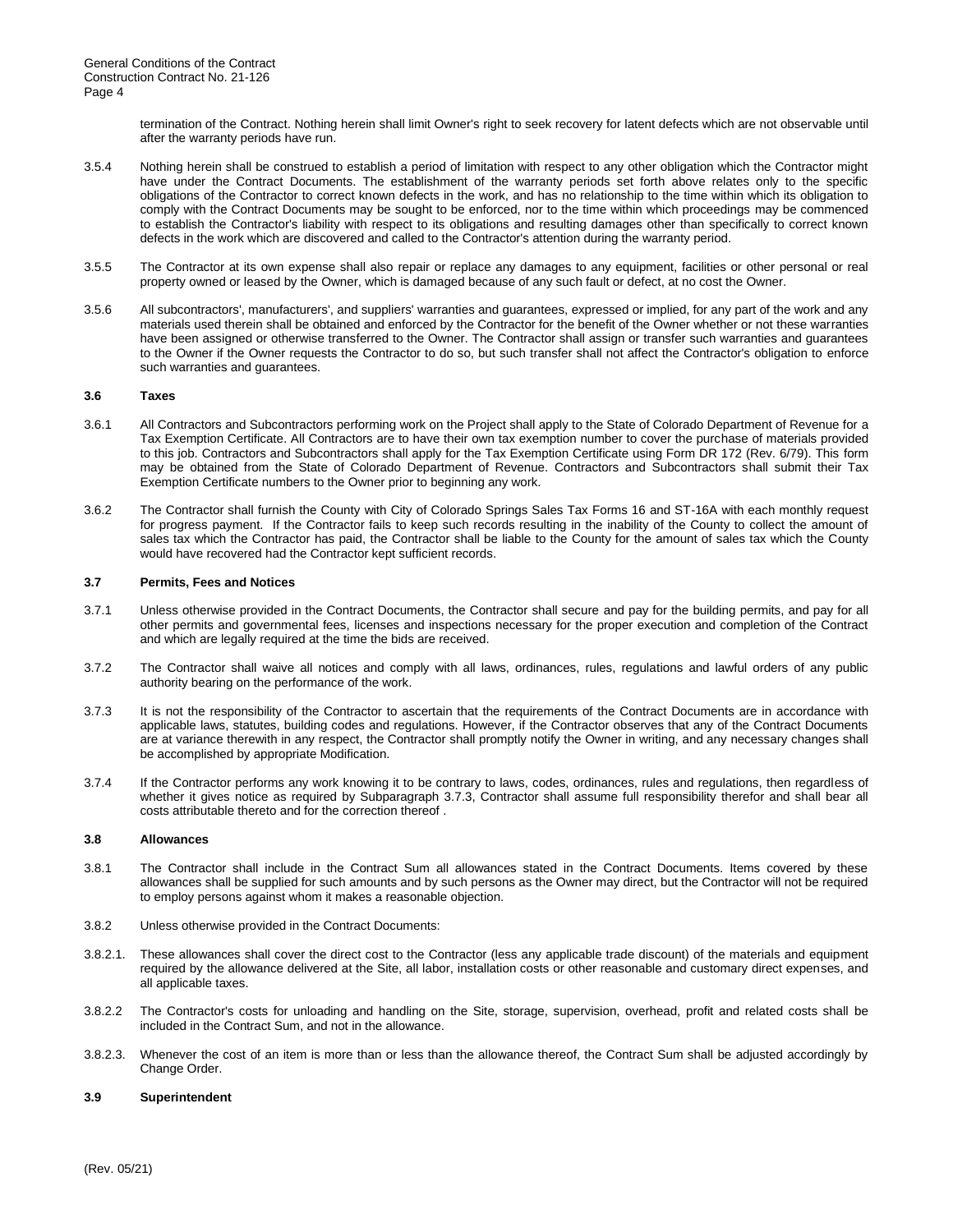termination of the Contract. Nothing herein shall limit Owner's right to seek recovery for latent defects which are not observable until after the warranty periods have run.

3.5.4 Nothing herein shall be construed to establish a period of limitation with respect to any other obligation which the Contractor might have under the Contract Documents. The establishment of the warranty periods set forth above relates only to the specific obligations of the Contractor to correct known defects in the work, and has no relationship to the time within which its obligation to comply with the Contract Documents may be sought to be enforced, nor to the time within which proceedings may be commenced to establish the Contractor's liability with respect to its obligations and resulting damages other than specifically to correct known defects in the work which are discovered and called to the Contractor's attention during the warranty period.

3.5.5 The Contractor at its own expense shall also repair or replace any damages to any equipment, facilities or other personal or real property owned or leased by the Owner, which is damaged because of any such fault or defect, at no cost the Owner.

3.5.6 All subcontractors', manufacturers', and suppliers' warranties and guarantees, expressed or implied, for any part of the work and any materials used therein shall be obtained and enforced by the Contractor for the benefit of the Owner whether or not these warranties have been assigned or otherwise transferred to the Owner. The Contractor shall assign or transfer such warranties and guarantees to the Owner if the Owner requests the Contractor to do so, but such transfer shall not affect the Contractor's obligation to enforce such warranties and guarantees.

### 3.6 Taxes

3.6.1 All Contractors and Subcontractors performing work on the Project shall apply to the State of Colorado Department of Revenue for a Tax Exemption Certificate. All Contractors are to have their own tax exemption number to cover the purchase of materials provided to this job. Contractors and Subcontractors shall apply for the Tax Exemption Certificate using Form DR 172 (Rev. 6/79). This form may be obtained from the State of Colorado Department of Revenue. Contractors and Subcontractors shall submit their Tax Exemption Certificate numbers to the Owner prior to beginning any work.

3.6.2 The Contractor shall furnish the County with City of Colorado Springs Sales Tax Forms 16 and ST-16A with each monthly request for progress payment. If the Contractor fails to keep such records resulting in the inability of the County to collect the amount of sales tax which the Contractor has paid, the Contractor shall be liable to the County for the amount of sales tax which the County would have recovered had the Contractor kept sufficient records.

### 3.7 Permits, Fees and Notices

3.7.1 Unless otherwise provided in the Contract Documents, the Contractor shall secure and pay for the building permits, and pay for all other permits and governmental fees, licenses and inspections necessary for the proper execution and completion of the Contract and which are legally required at the time the bids are received.

3.7.2 The Contractor shall waive all notices and comply with all laws, ordinances, rules, regulations and lawful orders of any public authority bearing on the performance of the work.

3.7.3 It is not the responsibility of the Contractor to ascertain that the requirements of the Contract Documents are in accordance with applicable laws, statutes, building codes and regulations. However, if the Contractor observes that any of the Contract Documents are at variance therewith in any respect, the Contractor shall promptly notify the Owner in writing, and any necessary changes shall be accomplished by appropriate Modification.

3.7.4 If the Contractor performs any work knowing it to be contrary to laws, codes, ordinances, rules and regulations, then regardless of whether it gives notice as required by Subparagraph 3.7.3, Contractor shall assume full responsibility therefor and shall bear all costs attributable thereto and for the correction thereof .

### 3.8 Allowances

3.8.1 The Contractor shall include in the Contract Sum all allowances stated in the Contract Documents. Items covered by these allowances shall be supplied for such amounts and by such persons as the Owner may direct, but the Contractor will not be required to employ persons against whom it makes a reasonable objection.

3.8.2 Unless otherwise provided in the Contract Documents:

3.8.2.1. These allowances shall cover the direct cost to the Contractor (less any applicable trade discount) of the materials and equipment required by the allowance delivered at the Site, all labor, installation costs or other reasonable and customary direct expenses, and all applicable taxes.

3.8.2.2 The Contractor's costs for unloading and handling on the Site, storage, supervision, overhead, profit and related costs shall be included in the Contract Sum, and not in the allowance.

3.8.2.3. Whenever the cost of an item is more than or less than the allowance thereof, the Contract Sum shall be adjusted accordingly by Change Order.

### 3.9 Superintendent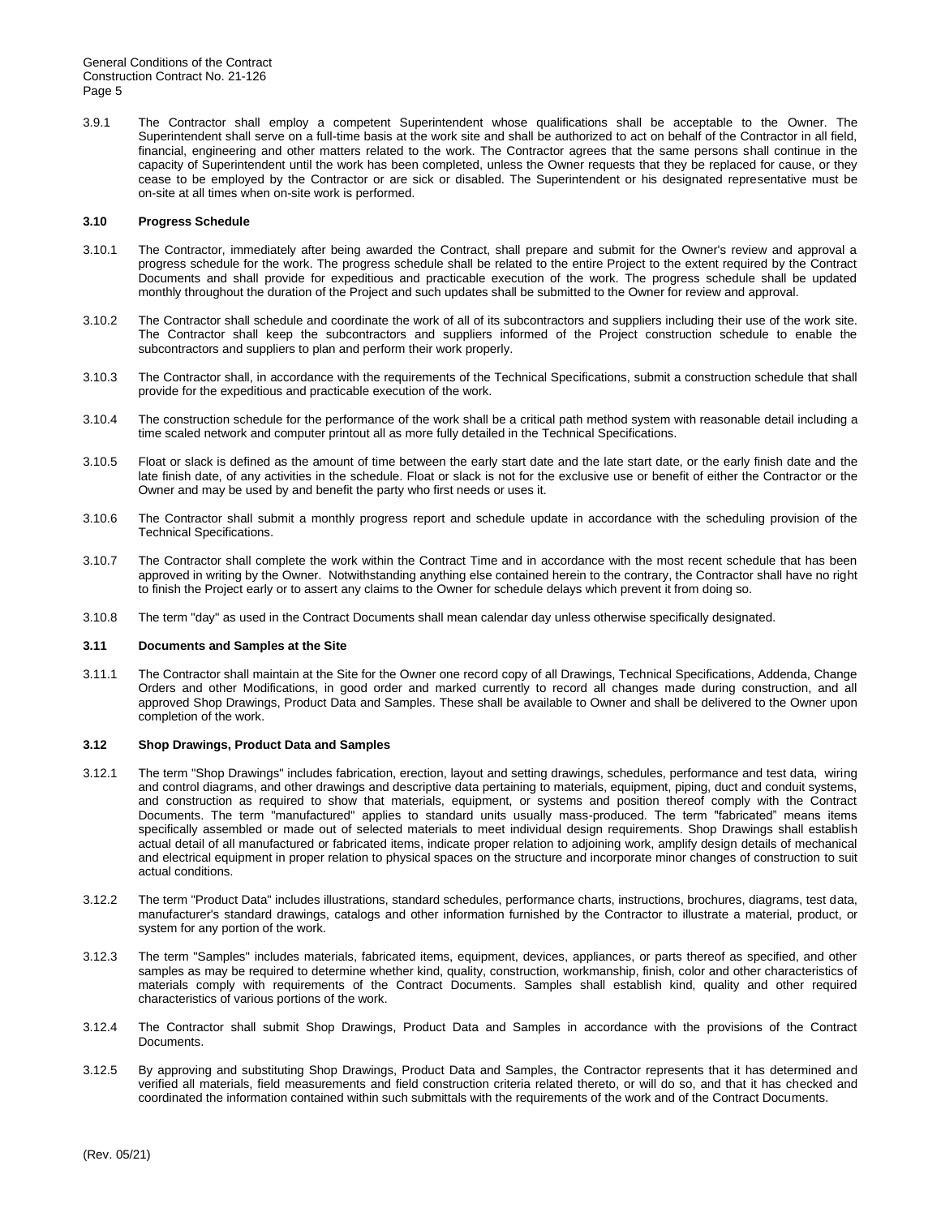3.9.1 The Contractor shall employ a competent Superintendent whose qualifications shall be acceptable to the Owner. The Superintendent shall serve on a full-time basis at the work site and shall be authorized to act on behalf of the Contractor in all field, financial, engineering and other matters related to the work. The Contractor agrees that the same persons shall continue in the capacity of Superintendent until the work has been completed, unless the Owner requests that they be replaced for cause, or they cease to be employed by the Contractor or are sick or disabled. The Superintendent or his designated representative must be on-site at all times when on-site work is performed.

### 3.10 Progress Schedule

3.10.1 The Contractor, immediately after being awarded the Contract, shall prepare and submit for the Owner's review and approval a progress schedule for the work. The progress schedule shall be related to the entire Project to the extent required by the Contract Documents and shall provide for expeditious and practicable execution of the work. The progress schedule shall be updated monthly throughout the duration of the Project and such updates shall be submitted to the Owner for review and approval.

3.10.2 The Contractor shall schedule and coordinate the work of all of its subcontractors and suppliers including their use of the work site. The Contractor shall keep the subcontractors and suppliers informed of the Project construction schedule to enable the subcontractors and suppliers to plan and perform their work properly.

3.10.3 The Contractor shall, in accordance with the requirements of the Technical Specifications, submit a construction schedule that shall provide for the expeditious and practicable execution of the work.

3.10.4 The construction schedule for the performance of the work shall be a critical path method system with reasonable detail including a time scaled network and computer printout all as more fully detailed in the Technical Specifications.

3.10.5 Float or slack is defined as the amount of time between the early start date and the late start date, or the early finish date and the late finish date, of any activities in the schedule. Float or slack is not for the exclusive use or benefit of either the Contractor or the Owner and may be used by and benefit the party who first needs or uses it.

3.10.6 The Contractor shall submit a monthly progress report and schedule update in accordance with the scheduling provision of the Technical Specifications.

3.10.7 The Contractor shall complete the work within the Contract Time and in accordance with the most recent schedule that has been approved in writing by the Owner. Notwithstanding anything else contained herein to the contrary, the Contractor shall have no right to finish the Project early or to assert any claims to the Owner for schedule delays which prevent it from doing so.

3.10.8 The term "day" as used in the Contract Documents shall mean calendar day unless otherwise specifically designated.

### 3.11 Documents and Samples at the Site

3.11.1 The Contractor shall maintain at the Site for the Owner one record copy of all Drawings, Technical Specifications, Addenda, Change Orders and other Modifications, in good order and marked currently to record all changes made during construction, and all approved Shop Drawings, Product Data and Samples. These shall be available to Owner and shall be delivered to the Owner upon completion of the work.

### 3.12 Shop Drawings, Product Data and Samples

3.12.1 The term "Shop Drawings" includes fabrication, erection, layout and setting drawings, schedules, performance and test data, wiring and control diagrams, and other drawings and descriptive data pertaining to materials, equipment, piping, duct and conduit systems, and construction as required to show that materials, equipment, or systems and position thereof comply with the Contract Documents. The term "manufactured" applies to standard units usually mass-produced. The term "fabricated" means items specifically assembled or made out of selected materials to meet individual design requirements. Shop Drawings shall establish actual detail of all manufactured or fabricated items, indicate proper relation to adjoining work, amplify design details of mechanical and electrical equipment in proper relation to physical spaces on the structure and incorporate minor changes of construction to suit actual conditions.

3.12.2 The term "Product Data" includes illustrations, standard schedules, performance charts, instructions, brochures, diagrams, test data, manufacturer's standard drawings, catalogs and other information furnished by the Contractor to illustrate a material, product, or system for any portion of the work.

3.12.3 The term "Samples" includes materials, fabricated items, equipment, devices, appliances, or parts thereof as specified, and other samples as may be required to determine whether kind, quality, construction, workmanship, finish, color and other characteristics of materials comply with requirements of the Contract Documents. Samples shall establish kind, quality and other required characteristics of various portions of the work.

3.12.4 The Contractor shall submit Shop Drawings, Product Data and Samples in accordance with the provisions of the Contract Documents.

3.12.5 By approving and substituting Shop Drawings, Product Data and Samples, the Contractor represents that it has determined and verified all materials, field measurements and field construction criteria related thereto, or will do so, and that it has checked and coordinated the information contained within such submittals with the requirements of the work and of the Contract Documents.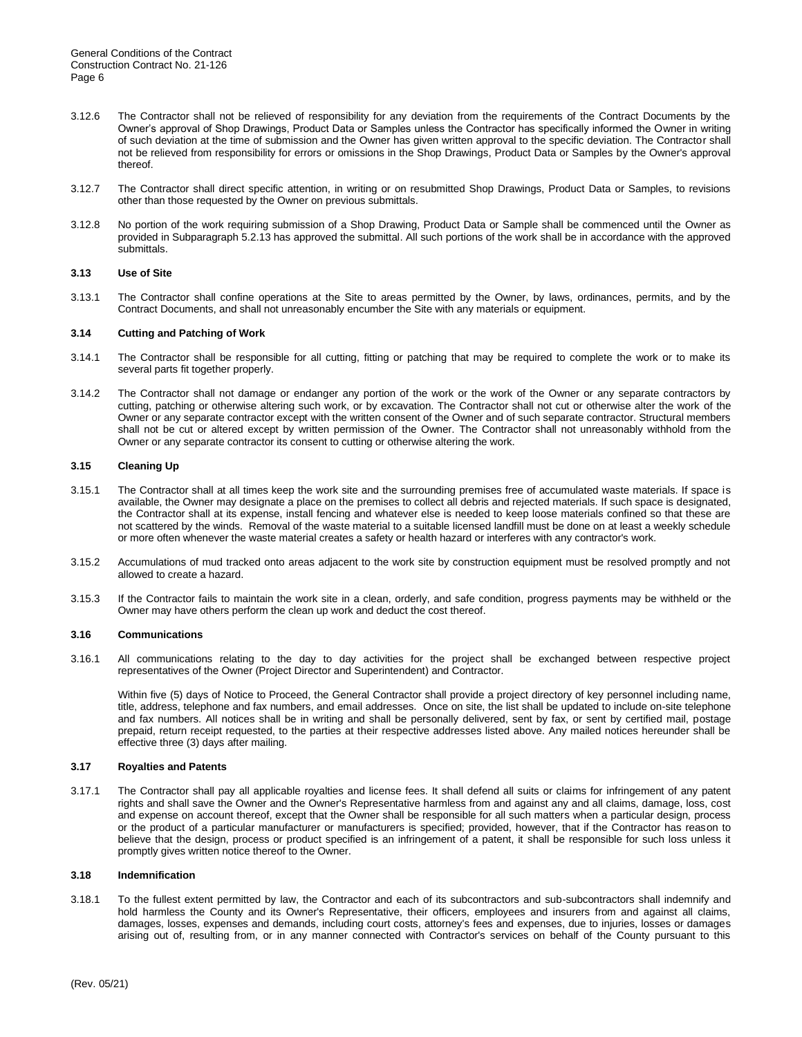3.12.6 The Contractor shall not be relieved of responsibility for any deviation from the requirements of the Contract Documents by the Owner's approval of Shop Drawings, Product Data or Samples unless the Contractor has specifically informed the Owner in writing of such deviation at the time of submission and the Owner has given written approval to the specific deviation. The Contractor shall not be relieved from responsibility for errors or omissions in the Shop Drawings, Product Data or Samples by the Owner's approval thereof.

3.12.7 The Contractor shall direct specific attention, in writing or on resubmitted Shop Drawings, Product Data or Samples, to revisions other than those requested by the Owner on previous submittals.

3.12.8 No portion of the work requiring submission of a Shop Drawing, Product Data or Sample shall be commenced until the Owner as provided in Subparagraph 5.2.13 has approved the submittal. All such portions of the work shall be in accordance with the approved submittals.

### 3.13 Use of Site

3.13.1 The Contractor shall confine operations at the Site to areas permitted by the Owner, by laws, ordinances, permits, and by the Contract Documents, and shall not unreasonably encumber the Site with any materials or equipment.

### 3.14 Cutting and Patching of Work

3.14.1 The Contractor shall be responsible for all cutting, fitting or patching that may be required to complete the work or to make its several parts fit together properly.

3.14.2 The Contractor shall not damage or endanger any portion of the work or the work of the Owner or any separate contractors by cutting, patching or otherwise altering such work, or by excavation. The Contractor shall not cut or otherwise alter the work of the Owner or any separate contractor except with the written consent of the Owner and of such separate contractor. Structural members shall not be cut or altered except by written permission of the Owner. The Contractor shall not unreasonably withhold from the Owner or any separate contractor its consent to cutting or otherwise altering the work.

### 3.15 Cleaning Up

3.15.1 The Contractor shall at all times keep the work site and the surrounding premises free of accumulated waste materials. If space is available, the Owner may designate a place on the premises to collect all debris and rejected materials. If such space is designated, the Contractor shall at its expense, install fencing and whatever else is needed to keep loose materials confined so that these are not scattered by the winds. Removal of the waste material to a suitable licensed landfill must be done on at least a weekly schedule or more often whenever the waste material creates a safety or health hazard or interferes with any contractor's work.

3.15.2 Accumulations of mud tracked onto areas adjacent to the work site by construction equipment must be resolved promptly and not allowed to create a hazard.

3.15.3 If the Contractor fails to maintain the work site in a clean, orderly, and safe condition, progress payments may be withheld or the Owner may have others perform the clean up work and deduct the cost thereof.

### 3.16 Communications

3.16.1 All communications relating to the day to day activities for the project shall be exchanged between respective project representatives of the Owner (Project Director and Superintendent) and Contractor.

Within five (5) days of Notice to Proceed, the General Contractor shall provide a project directory of key personnel including name, title, address, telephone and fax numbers, and email addresses. Once on site, the list shall be updated to include on-site telephone and fax numbers. All notices shall be in writing and shall be personally delivered, sent by fax, or sent by certified mail, postage prepaid, return receipt requested, to the parties at their respective addresses listed above. Any mailed notices hereunder shall be effective three (3) days after mailing.

### 3.17 Royalties and Patents

3.17.1 The Contractor shall pay all applicable royalties and license fees. It shall defend all suits or claims for infringement of any patent rights and shall save the Owner and the Owner's Representative harmless from and against any and all claims, damage, loss, cost and expense on account thereof, except that the Owner shall be responsible for all such matters when a particular design, process or the product of a particular manufacturer or manufacturers is specified; provided, however, that if the Contractor has reason to believe that the design, process or product specified is an infringement of a patent, it shall be responsible for such loss unless it promptly gives written notice thereof to the Owner.

### 3.18 Indemnification

3.18.1 To the fullest extent permitted by law, the Contractor and each of its subcontractors and sub-subcontractors shall indemnify and hold harmless the County and its Owner's Representative, their officers, employees and insurers from and against all claims, damages, losses, expenses and demands, including court costs, attorney's fees and expenses, due to injuries, losses or damages arising out of, resulting from, or in any manner connected with Contractor's services on behalf of the County pursuant to this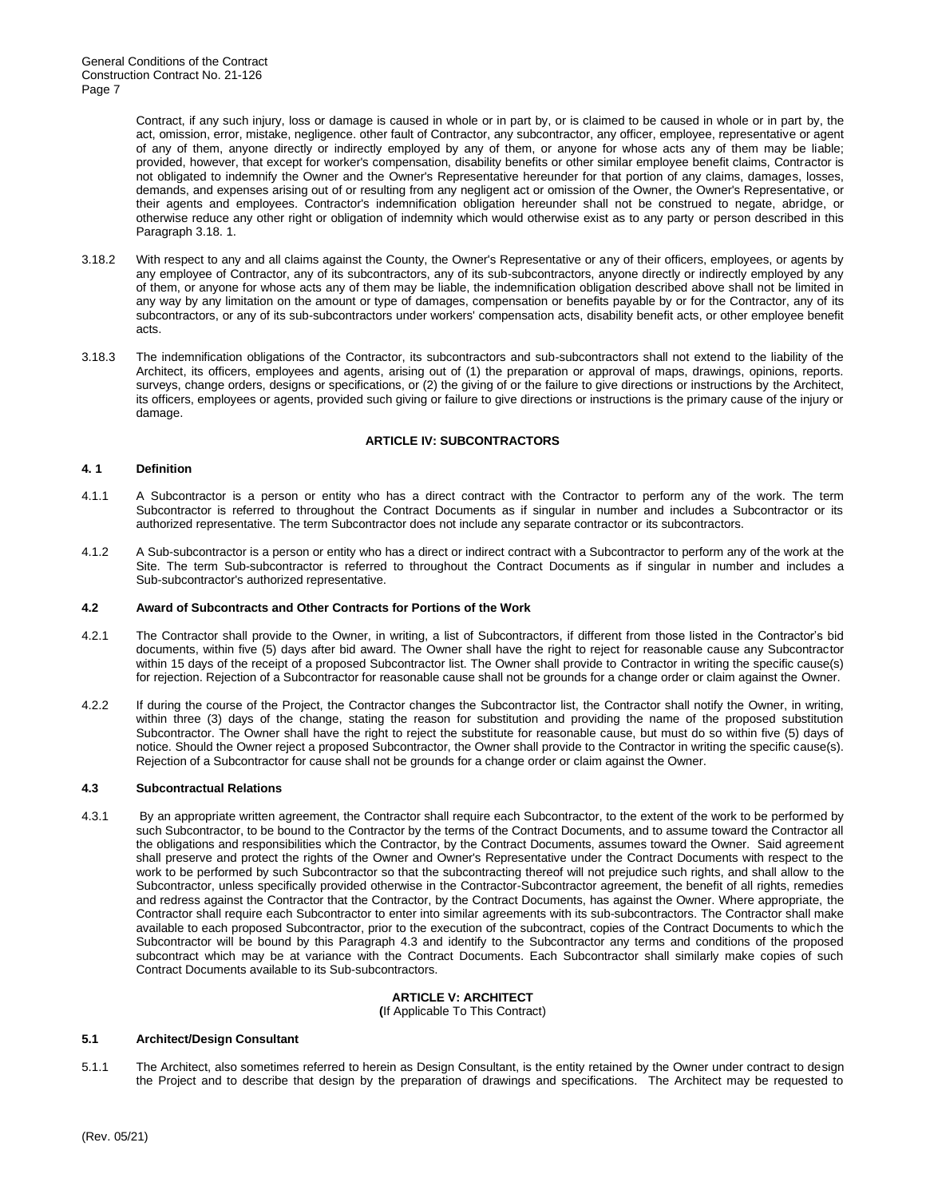Contract, if any such injury, loss or damage is caused in whole or in part by, or is claimed to be caused in whole or in part by, the act, omission, error, mistake, negligence. other fault of Contractor, any subcontractor, any officer, employee, representative or agent of any of them, anyone directly or indirectly employed by any of them, or anyone for whose acts any of them may be liable; provided, however, that except for worker's compensation, disability benefits or other similar employee benefit claims, Contractor is not obligated to indemnify the Owner and the Owner's Representative hereunder for that portion of any claims, damages, losses, demands, and expenses arising out of or resulting from any negligent act or omission of the Owner, the Owner's Representative, or their agents and employees. Contractor's indemnification obligation hereunder shall not be construed to negate, abridge, or otherwise reduce any other right or obligation of indemnity which would otherwise exist as to any party or person described in this Paragraph 3.18. 1.

3.18.2 With respect to any and all claims against the County, the Owner's Representative or any of their officers, employees, or agents by any employee of Contractor, any of its subcontractors, any of its sub-subcontractors, anyone directly or indirectly employed by any of them, or anyone for whose acts any of them may be liable, the indemnification obligation described above shall not be limited in any way by any limitation on the amount or type of damages, compensation or benefits payable by or for the Contractor, any of its subcontractors, or any of its sub-subcontractors under workers' compensation acts, disability benefit acts, or other employee benefit acts.

3.18.3 The indemnification obligations of the Contractor, its subcontractors and sub-subcontractors shall not extend to the liability of the Architect, its officers, employees and agents, arising out of (1) the preparation or approval of maps, drawings, opinions, reports. surveys, change orders, designs or specifications, or (2) the giving of or the failure to give directions or instructions by the Architect, its officers, employees or agents, provided such giving or failure to give directions or instructions is the primary cause of the injury or damage.

## ARTICLE IV: SUBCONTRACTORS

### 4. 1 Definition

4.1.1 A Subcontractor is a person or entity who has a direct contract with the Contractor to perform any of the work. The term Subcontractor is referred to throughout the Contract Documents as if singular in number and includes a Subcontractor or its authorized representative. The term Subcontractor does not include any separate contractor or its subcontractors.

4.1.2 A Sub-subcontractor is a person or entity who has a direct or indirect contract with a Subcontractor to perform any of the work at the Site. The term Sub-subcontractor is referred to throughout the Contract Documents as if singular in number and includes a Sub-subcontractor's authorized representative.

### 4.2 Award of Subcontracts and Other Contracts for Portions of the Work

4.2.1 The Contractor shall provide to the Owner, in writing, a list of Subcontractors, if different from those listed in the Contractor's bid documents, within five (5) days after bid award. The Owner shall have the right to reject for reasonable cause any Subcontractor within 15 days of the receipt of a proposed Subcontractor list. The Owner shall provide to Contractor in writing the specific cause(s) for rejection. Rejection of a Subcontractor for reasonable cause shall not be grounds for a change order or claim against the Owner.

4.2.2 If during the course of the Project, the Contractor changes the Subcontractor list, the Contractor shall notify the Owner, in writing, within three (3) days of the change, stating the reason for substitution and providing the name of the proposed substitution Subcontractor. The Owner shall have the right to reject the substitute for reasonable cause, but must do so within five (5) days of notice. Should the Owner reject a proposed Subcontractor, the Owner shall provide to the Contractor in writing the specific cause(s). Rejection of a Subcontractor for cause shall not be grounds for a change order or claim against the Owner.

### 4.3 Subcontractual Relations

4.3.1 By an appropriate written agreement, the Contractor shall require each Subcontractor, to the extent of the work to be performed by such Subcontractor, to be bound to the Contractor by the terms of the Contract Documents, and to assume toward the Contractor all the obligations and responsibilities which the Contractor, by the Contract Documents, assumes toward the Owner. Said agreement shall preserve and protect the rights of the Owner and Owner's Representative under the Contract Documents with respect to the work to be performed by such Subcontractor so that the subcontracting thereof will not prejudice such rights, and shall allow to the Subcontractor, unless specifically provided otherwise in the Contractor-Subcontractor agreement, the benefit of all rights, remedies and redress against the Contractor that the Contractor, by the Contract Documents, has against the Owner. Where appropriate, the Contractor shall require each Subcontractor to enter into similar agreements with its sub-subcontractors. The Contractor shall make available to each proposed Subcontractor, prior to the execution of the subcontract, copies of the Contract Documents to which the Subcontractor will be bound by this Paragraph 4.3 and identify to the Subcontractor any terms and conditions of the proposed subcontract which may be at variance with the Contract Documents. Each Subcontractor shall similarly make copies of such Contract Documents available to its Sub-subcontractors.

## ARTICLE V: ARCHITECT

**(**If Applicable To This Contract)

### 5.1 Architect/Design Consultant

5.1.1 The Architect, also sometimes referred to herein as Design Consultant, is the entity retained by the Owner under contract to design the Project and to describe that design by the preparation of drawings and specifications. The Architect may be requested to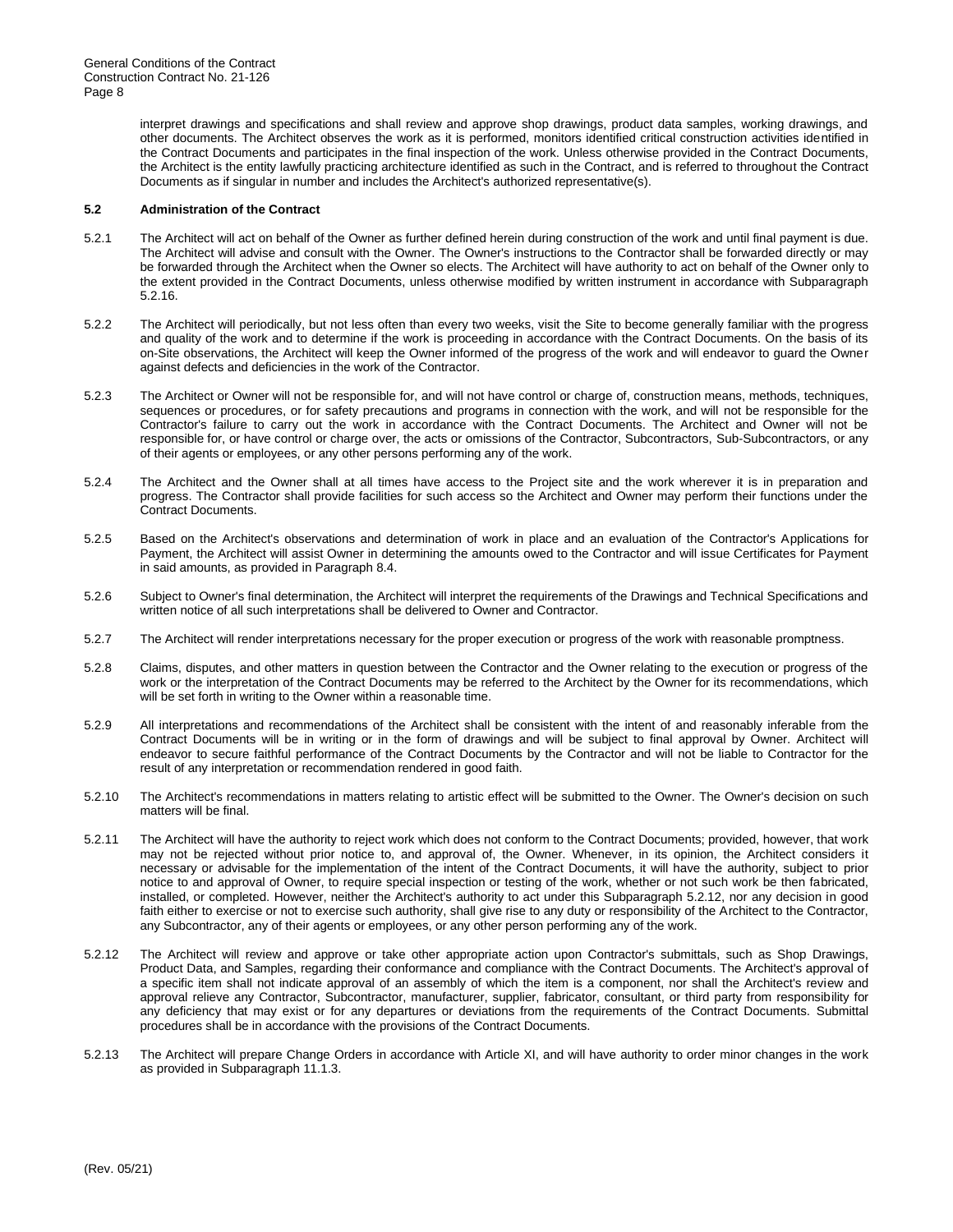interpret drawings and specifications and shall review and approve shop drawings, product data samples, working drawings, and other documents. The Architect observes the work as it is performed, monitors identified critical construction activities identified in the Contract Documents and participates in the final inspection of the work. Unless otherwise provided in the Contract Documents, the Architect is the entity lawfully practicing architecture identified as such in the Contract, and is referred to throughout the Contract Documents as if singular in number and includes the Architect's authorized representative(s).

**5.2 Administration of the Contract**

5.2.1 The Architect will act on behalf of the Owner as further defined herein during construction of the work and until final payment is due. The Architect will advise and consult with the Owner. The Owner's instructions to the Contractor shall be forwarded directly or may be forwarded through the Architect when the Owner so elects. The Architect will have authority to act on behalf of the Owner only to the extent provided in the Contract Documents, unless otherwise modified by written instrument in accordance with Subparagraph 5.2.16.

5.2.2 The Architect will periodically, but not less often than every two weeks, visit the Site to become generally familiar with the progress and quality of the work and to determine if the work is proceeding in accordance with the Contract Documents. On the basis of its on-Site observations, the Architect will keep the Owner informed of the progress of the work and will endeavor to guard the Owner against defects and deficiencies in the work of the Contractor.

5.2.3 The Architect or Owner will not be responsible for, and will not have control or charge of, construction means, methods, techniques, sequences or procedures, or for safety precautions and programs in connection with the work, and will not be responsible for the Contractor's failure to carry out the work in accordance with the Contract Documents. The Architect and Owner will not be responsible for, or have control or charge over, the acts or omissions of the Contractor, Subcontractors, Sub-Subcontractors, or any of their agents or employees, or any other persons performing any of the work.

5.2.4 The Architect and the Owner shall at all times have access to the Project site and the work wherever it is in preparation and progress. The Contractor shall provide facilities for such access so the Architect and Owner may perform their functions under the Contract Documents.

5.2.5 Based on the Architect's observations and determination of work in place and an evaluation of the Contractor's Applications for Payment, the Architect will assist Owner in determining the amounts owed to the Contractor and will issue Certificates for Payment in said amounts, as provided in Paragraph 8.4.

5.2.6 Subject to Owner's final determination, the Architect will interpret the requirements of the Drawings and Technical Specifications and written notice of all such interpretations shall be delivered to Owner and Contractor.

5.2.7 The Architect will render interpretations necessary for the proper execution or progress of the work with reasonable promptness.

5.2.8 Claims, disputes, and other matters in question between the Contractor and the Owner relating to the execution or progress of the work or the interpretation of the Contract Documents may be referred to the Architect by the Owner for its recommendations, which will be set forth in writing to the Owner within a reasonable time.

5.2.9 All interpretations and recommendations of the Architect shall be consistent with the intent of and reasonably inferable from the Contract Documents will be in writing or in the form of drawings and will be subject to final approval by Owner. Architect will endeavor to secure faithful performance of the Contract Documents by the Contractor and will not be liable to Contractor for the result of any interpretation or recommendation rendered in good faith.

5.2.10 The Architect's recommendations in matters relating to artistic effect will be submitted to the Owner. The Owner's decision on such matters will be final.

5.2.11 The Architect will have the authority to reject work which does not conform to the Contract Documents; provided, however, that work may not be rejected without prior notice to, and approval of, the Owner. Whenever, in its opinion, the Architect considers it necessary or advisable for the implementation of the intent of the Contract Documents, it will have the authority, subject to prior notice to and approval of Owner, to require special inspection or testing of the work, whether or not such work be then fabricated, installed, or completed. However, neither the Architect's authority to act under this Subparagraph 5.2.12, nor any decision in good faith either to exercise or not to exercise such authority, shall give rise to any duty or responsibility of the Architect to the Contractor, any Subcontractor, any of their agents or employees, or any other person performing any of the work.

5.2.12 The Architect will review and approve or take other appropriate action upon Contractor's submittals, such as Shop Drawings, Product Data, and Samples, regarding their conformance and compliance with the Contract Documents. The Architect's approval of a specific item shall not indicate approval of an assembly of which the item is a component, nor shall the Architect's review and approval relieve any Contractor, Subcontractor, manufacturer, supplier, fabricator, consultant, or third party from responsibility for any deficiency that may exist or for any departures or deviations from the requirements of the Contract Documents. Submittal procedures shall be in accordance with the provisions of the Contract Documents.

5.2.13 The Architect will prepare Change Orders in accordance with Article XI, and will have authority to order minor changes in the work as provided in Subparagraph 11.1.3.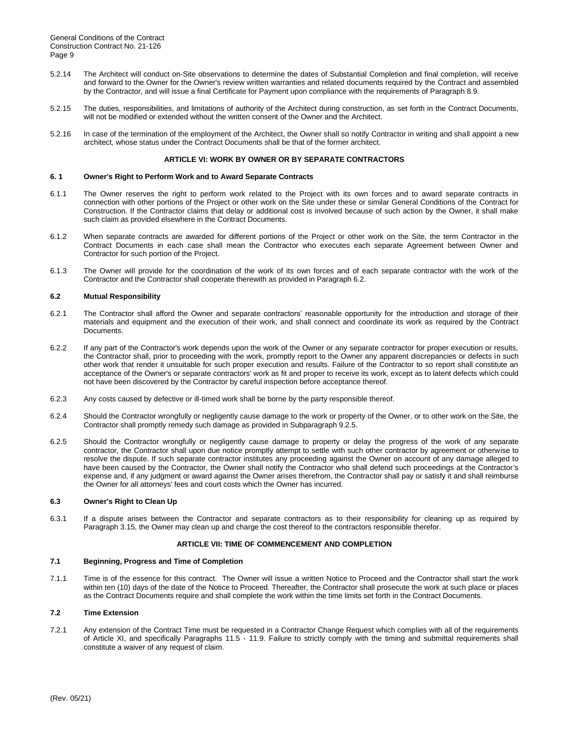5.2.14 The Architect will conduct on-Site observations to determine the dates of Substantial Completion and final completion, will receive and forward to the Owner for the Owner's review written warranties and related documents required by the Contract and assembled by the Contractor, and will issue a final Certificate for Payment upon compliance with the requirements of Paragraph 8.9.

5.2.15 The duties, responsibilities, and limitations of authority of the Architect during construction, as set forth in the Contract Documents, will not be modified or extended without the written consent of the Owner and the Architect.

5.2.16 In case of the termination of the employment of the Architect, the Owner shall so notify Contractor in writing and shall appoint a new architect, whose status under the Contract Documents shall be that of the former architect.

## ARTICLE VI: WORK BY OWNER OR BY SEPARATE CONTRACTORS

### 6. 1 Owner's Right to Perform Work and to Award Separate Contracts

6.1.1 The Owner reserves the right to perform work related to the Project with its own forces and to award separate contracts in connection with other portions of the Project or other work on the Site under these or similar General Conditions of the Contract for Construction. If the Contractor claims that delay or additional cost is involved because of such action by the Owner, it shall make such claim as provided elsewhere in the Contract Documents.

6.1.2 When separate contracts are awarded for different portions of the Project or other work on the Site, the term Contractor in the Contract Documents in each case shall mean the Contractor who executes each separate Agreement between Owner and Contractor for such portion of the Project.

6.1.3 The Owner will provide for the coordination of the work of its own forces and of each separate contractor with the work of the Contractor and the Contractor shall cooperate therewith as provided in Paragraph 6.2.

### 6.2 Mutual Responsibility

6.2.1 The Contractor shall afford the Owner and separate contractors' reasonable opportunity for the introduction and storage of their materials and equipment and the execution of their work, and shall connect and coordinate its work as required by the Contract Documents.

6.2.2 If any part of the Contractor's work depends upon the work of the Owner or any separate contractor for proper execution or results, the Contractor shall, prior to proceeding with the work, promptly report to the Owner any apparent discrepancies or defects in such other work that render it unsuitable for such proper execution and results. Failure of the Contractor to so report shall constitute an acceptance of the Owner's or separate contractors' work as fit and proper to receive its work, except as to latent defects which could not have been discovered by the Contractor by careful inspection before acceptance thereof.

6.2.3 Any costs caused by defective or ill-timed work shall be borne by the party responsible thereof.

6.2.4 Should the Contractor wrongfully or negligently cause damage to the work or property of the Owner, or to other work on the Site, the Contractor shall promptly remedy such damage as provided in Subparagraph 9.2.5.

6.2.5 Should the Contractor wrongfully or negligently cause damage to property or delay the progress of the work of any separate contractor, the Contractor shall upon due notice promptly attempt to settle with such other contractor by agreement or otherwise to resolve the dispute. If such separate contractor institutes any proceeding against the Owner on account of any damage alleged to have been caused by the Contractor, the Owner shall notify the Contractor who shall defend such proceedings at the Contractor's expense and, if any judgment or award against the Owner arises therefrom, the Contractor shall pay or satisfy it and shall reimburse the Owner for all attorneys' fees and court costs which the Owner has incurred.

### 6.3 Owner's Right to Clean Up

6.3.1 If a dispute arises between the Contractor and separate contractors as to their responsibility for cleaning up as required by Paragraph 3.15, the Owner may clean up and charge the cost thereof to the contractors responsible therefor.

## ARTICLE VII: TIME OF COMMENCEMENT AND COMPLETION

### 7.1 Beginning, Progress and Time of Completion

7.1.1 Time is of the essence for this contract. The Owner will issue a written Notice to Proceed and the Contractor shall start the work within ten (10) days of the date of the Notice to Proceed. Thereafter, the Contractor shall prosecute the work at such place or places as the Contract Documents require and shall complete the work within the time limits set forth in the Contract Documents.

### 7.2 Time Extension

7.2.1 Any extension of the Contract Time must be requested in a Contractor Change Request which complies with all of the requirements of Article XI, and specifically Paragraphs 11.5 - 11.9. Failure to strictly comply with the timing and submittal requirements shall constitute a waiver of any request of claim.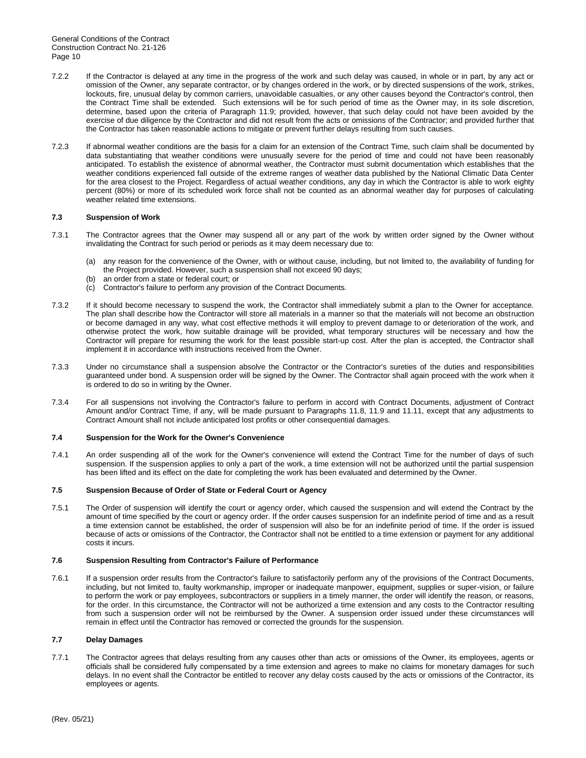7.2.2 If the Contractor is delayed at any time in the progress of the work and such delay was caused, in whole or in part, by any act or omission of the Owner, any separate contractor, or by changes ordered in the work, or by directed suspensions of the work, strikes, lockouts, fire, unusual delay by common carriers, unavoidable casualties, or any other causes beyond the Contractor's control, then the Contract Time shall be extended. Such extensions will be for such period of time as the Owner may, in its sole discretion, determine, based upon the criteria of Paragraph 11.9; provided, however, that such delay could not have been avoided by the exercise of due diligence by the Contractor and did not result from the acts or omissions of the Contractor; and provided further that the Contractor has taken reasonable actions to mitigate or prevent further delays resulting from such causes.

7.2.3 If abnormal weather conditions are the basis for a claim for an extension of the Contract Time, such claim shall be documented by data substantiating that weather conditions were unusually severe for the period of time and could not have been reasonably anticipated. To establish the existence of abnormal weather, the Contractor must submit documentation which establishes that the weather conditions experienced fall outside of the extreme ranges of weather data published by the National Climatic Data Center for the area closest to the Project. Regardless of actual weather conditions, any day in which the Contractor is able to work eighty percent (80%) or more of its scheduled work force shall not be counted as an abnormal weather day for purposes of calculating weather related time extensions.

### 7.3 Suspension of Work

7.3.1 The Contractor agrees that the Owner may suspend all or any part of the work by written order signed by the Owner without invalidating the Contract for such period or periods as it may deem necessary due to:

(a) any reason for the convenience of the Owner, with or without cause, including, but not limited to, the availability of funding for the Project provided. However, such a suspension shall not exceed 90 days;
(b) an order from a state or federal court; or
(c) Contractor's failure to perform any provision of the Contract Documents.

7.3.2 If it should become necessary to suspend the work, the Contractor shall immediately submit a plan to the Owner for acceptance. The plan shall describe how the Contractor will store all materials in a manner so that the materials will not become an obstruction or become damaged in any way, what cost effective methods it will employ to prevent damage to or deterioration of the work, and otherwise protect the work, how suitable drainage will be provided, what temporary structures will be necessary and how the Contractor will prepare for resuming the work for the least possible start-up cost. After the plan is accepted, the Contractor shall implement it in accordance with instructions received from the Owner.

7.3.3 Under no circumstance shall a suspension absolve the Contractor or the Contractor's sureties of the duties and responsibilities guaranteed under bond. A suspension order will be signed by the Owner. The Contractor shall again proceed with the work when it is ordered to do so in writing by the Owner.

7.3.4 For all suspensions not involving the Contractor's failure to perform in accord with Contract Documents, adjustment of Contract Amount and/or Contract Time, if any, will be made pursuant to Paragraphs 11.8, 11.9 and 11.11, except that any adjustments to Contract Amount shall not include anticipated lost profits or other consequential damages.

### 7.4 Suspension for the Work for the Owner's Convenience

7.4.1 An order suspending all of the work for the Owner's convenience will extend the Contract Time for the number of days of such suspension. If the suspension applies to only a part of the work, a time extension will not be authorized until the partial suspension has been lifted and its effect on the date for completing the work has been evaluated and determined by the Owner.

### 7.5 Suspension Because of Order of State or Federal Court or Agency

7.5.1 The Order of suspension will identify the court or agency order, which caused the suspension and will extend the Contract by the amount of time specified by the court or agency order. If the order causes suspension for an indefinite period of time and as a result a time extension cannot be established, the order of suspension will also be for an indefinite period of time. If the order is issued because of acts or omissions of the Contractor, the Contractor shall not be entitled to a time extension or payment for any additional costs it incurs.

### 7.6 Suspension Resulting from Contractor's Failure of Performance

7.6.1 If a suspension order results from the Contractor's failure to satisfactorily perform any of the provisions of the Contract Documents, including, but not limited to, faulty workmanship, improper or inadequate manpower, equipment, supplies or super-vision, or failure to perform the work or pay employees, subcontractors or suppliers in a timely manner, the order will identify the reason, or reasons, for the order. In this circumstance, the Contractor will not be authorized a time extension and any costs to the Contractor resulting from such a suspension order will not be reimbursed by the Owner. A suspension order issued under these circumstances will remain in effect until the Contractor has removed or corrected the grounds for the suspension.

### 7.7 Delay Damages

7.7.1 The Contractor agrees that delays resulting from any causes other than acts or omissions of the Owner, its employees, agents or officials shall be considered fully compensated by a time extension and agrees to make no claims for monetary damages for such delays. In no event shall the Contractor be entitled to recover any delay costs caused by the acts or omissions of the Contractor, its employees or agents.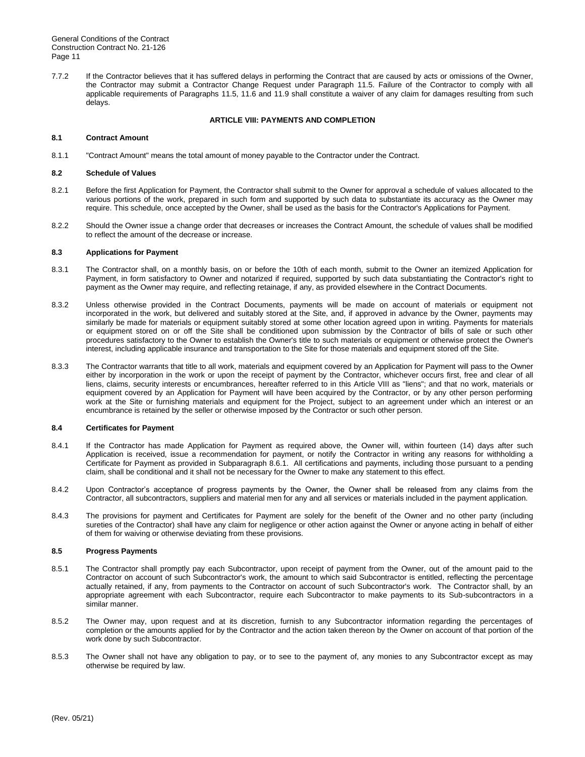7.7.2 If the Contractor believes that it has suffered delays in performing the Contract that are caused by acts or omissions of the Owner, the Contractor may submit a Contractor Change Request under Paragraph 11.5. Failure of the Contractor to comply with all applicable requirements of Paragraphs 11.5, 11.6 and 11.9 shall constitute a waiver of any claim for damages resulting from such delays.

## ARTICLE VIII: PAYMENTS AND COMPLETION

### 8.1 Contract Amount

8.1.1 "Contract Amount" means the total amount of money payable to the Contractor under the Contract.

### 8.2 Schedule of Values

8.2.1 Before the first Application for Payment, the Contractor shall submit to the Owner for approval a schedule of values allocated to the various portions of the work, prepared in such form and supported by such data to substantiate its accuracy as the Owner may require. This schedule, once accepted by the Owner, shall be used as the basis for the Contractor's Applications for Payment.

8.2.2 Should the Owner issue a change order that decreases or increases the Contract Amount, the schedule of values shall be modified to reflect the amount of the decrease or increase.

### 8.3 Applications for Payment

8.3.1 The Contractor shall, on a monthly basis, on or before the 10th of each month, submit to the Owner an itemized Application for Payment, in form satisfactory to Owner and notarized if required, supported by such data substantiating the Contractor's right to payment as the Owner may require, and reflecting retainage, if any, as provided elsewhere in the Contract Documents.

8.3.2 Unless otherwise provided in the Contract Documents, payments will be made on account of materials or equipment not incorporated in the work, but delivered and suitably stored at the Site, and, if approved in advance by the Owner, payments may similarly be made for materials or equipment suitably stored at some other location agreed upon in writing. Payments for materials or equipment stored on or off the Site shall be conditioned upon submission by the Contractor of bills of sale or such other procedures satisfactory to the Owner to establish the Owner's title to such materials or equipment or otherwise protect the Owner's interest, including applicable insurance and transportation to the Site for those materials and equipment stored off the Site.

8.3.3 The Contractor warrants that title to all work, materials and equipment covered by an Application for Payment will pass to the Owner either by incorporation in the work or upon the receipt of payment by the Contractor, whichever occurs first, free and clear of all liens, claims, security interests or encumbrances, hereafter referred to in this Article VIII as "liens"; and that no work, materials or equipment covered by an Application for Payment will have been acquired by the Contractor, or by any other person performing work at the Site or furnishing materials and equipment for the Project, subject to an agreement under which an interest or an encumbrance is retained by the seller or otherwise imposed by the Contractor or such other person.

### 8.4 Certificates for Payment

8.4.1 If the Contractor has made Application for Payment as required above, the Owner will, within fourteen (14) days after such Application is received, issue a recommendation for payment, or notify the Contractor in writing any reasons for withholding a Certificate for Payment as provided in Subparagraph 8.6.1. All certifications and payments, including those pursuant to a pending claim, shall be conditional and it shall not be necessary for the Owner to make any statement to this effect.

8.4.2 Upon Contractor's acceptance of progress payments by the Owner, the Owner shall be released from any claims from the Contractor, all subcontractors, suppliers and material men for any and all services or materials included in the payment application.

8.4.3 The provisions for payment and Certificates for Payment are solely for the benefit of the Owner and no other party (including sureties of the Contractor) shall have any claim for negligence or other action against the Owner or anyone acting in behalf of either of them for waiving or otherwise deviating from these provisions.

### 8.5 Progress Payments

8.5.1 The Contractor shall promptly pay each Subcontractor, upon receipt of payment from the Owner, out of the amount paid to the Contractor on account of such Subcontractor's work, the amount to which said Subcontractor is entitled, reflecting the percentage actually retained, if any, from payments to the Contractor on account of such Subcontractor's work. The Contractor shall, by an appropriate agreement with each Subcontractor, require each Subcontractor to make payments to its Sub-subcontractors in a similar manner.

8.5.2 The Owner may, upon request and at its discretion, furnish to any Subcontractor information regarding the percentages of completion or the amounts applied for by the Contractor and the action taken thereon by the Owner on account of that portion of the work done by such Subcontractor.

8.5.3 The Owner shall not have any obligation to pay, or to see to the payment of, any monies to any Subcontractor except as may otherwise be required by law.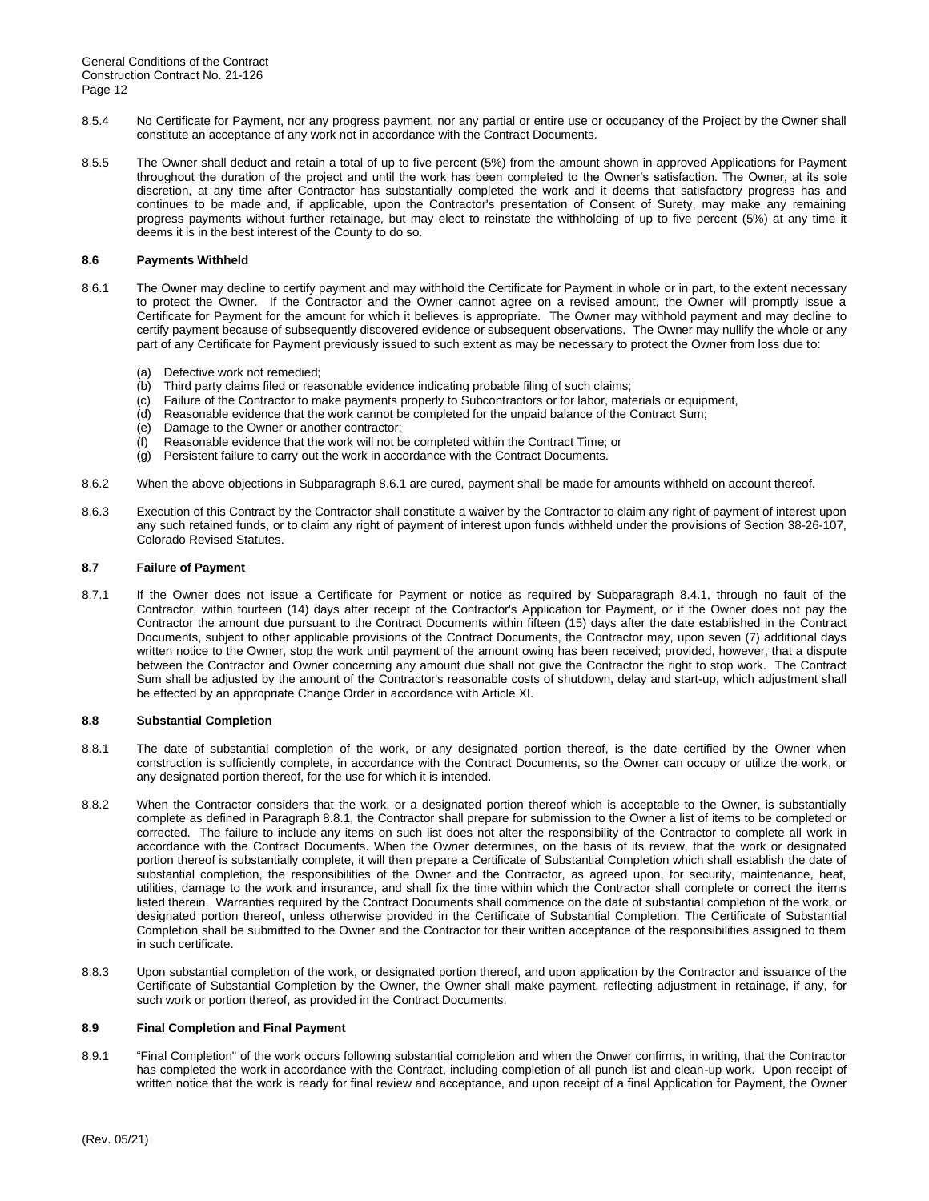8.5.4 No Certificate for Payment, nor any progress payment, nor any partial or entire use or occupancy of the Project by the Owner shall constitute an acceptance of any work not in accordance with the Contract Documents.

8.5.5 The Owner shall deduct and retain a total of up to five percent (5%) from the amount shown in approved Applications for Payment throughout the duration of the project and until the work has been completed to the Owner's satisfaction. The Owner, at its sole discretion, at any time after Contractor has substantially completed the work and it deems that satisfactory progress has and continues to be made and, if applicable, upon the Contractor's presentation of Consent of Surety, may make any remaining progress payments without further retainage, but may elect to reinstate the withholding of up to five percent (5%) at any time it deems it is in the best interest of the County to do so.

### 8.6 Payments Withheld

8.6.1 The Owner may decline to certify payment and may withhold the Certificate for Payment in whole or in part, to the extent necessary to protect the Owner. If the Contractor and the Owner cannot agree on a revised amount, the Owner will promptly issue a Certificate for Payment for the amount for which it believes is appropriate. The Owner may withhold payment and may decline to certify payment because of subsequently discovered evidence or subsequent observations. The Owner may nullify the whole or any part of any Certificate for Payment previously issued to such extent as may be necessary to protect the Owner from loss due to:

(a) Defective work not remedied;
(b) Third party claims filed or reasonable evidence indicating probable filing of such claims;
(c) Failure of the Contractor to make payments properly to Subcontractors or for labor, materials or equipment,
(d) Reasonable evidence that the work cannot be completed for the unpaid balance of the Contract Sum;
(e) Damage to the Owner or another contractor;
(f) Reasonable evidence that the work will not be completed within the Contract Time; or
(g) Persistent failure to carry out the work in accordance with the Contract Documents.

8.6.2 When the above objections in Subparagraph 8.6.1 are cured, payment shall be made for amounts withheld on account thereof.

8.6.3 Execution of this Contract by the Contractor shall constitute a waiver by the Contractor to claim any right of payment of interest upon any such retained funds, or to claim any right of payment of interest upon funds withheld under the provisions of Section 38-26-107, Colorado Revised Statutes.

### 8.7 Failure of Payment

8.7.1 If the Owner does not issue a Certificate for Payment or notice as required by Subparagraph 8.4.1, through no fault of the Contractor, within fourteen (14) days after receipt of the Contractor's Application for Payment, or if the Owner does not pay the Contractor the amount due pursuant to the Contract Documents within fifteen (15) days after the date established in the Contract Documents, subject to other applicable provisions of the Contract Documents, the Contractor may, upon seven (7) additional days written notice to the Owner, stop the work until payment of the amount owing has been received; provided, however, that a dispute between the Contractor and Owner concerning any amount due shall not give the Contractor the right to stop work. The Contract Sum shall be adjusted by the amount of the Contractor's reasonable costs of shutdown, delay and start-up, which adjustment shall be effected by an appropriate Change Order in accordance with Article XI.

### 8.8 Substantial Completion

8.8.1 The date of substantial completion of the work, or any designated portion thereof, is the date certified by the Owner when construction is sufficiently complete, in accordance with the Contract Documents, so the Owner can occupy or utilize the work, or any designated portion thereof, for the use for which it is intended.

8.8.2 When the Contractor considers that the work, or a designated portion thereof which is acceptable to the Owner, is substantially complete as defined in Paragraph 8.8.1, the Contractor shall prepare for submission to the Owner a list of items to be completed or corrected. The failure to include any items on such list does not alter the responsibility of the Contractor to complete all work in accordance with the Contract Documents. When the Owner determines, on the basis of its review, that the work or designated portion thereof is substantially complete, it will then prepare a Certificate of Substantial Completion which shall establish the date of substantial completion, the responsibilities of the Owner and the Contractor, as agreed upon, for security, maintenance, heat, utilities, damage to the work and insurance, and shall fix the time within which the Contractor shall complete or correct the items listed therein. Warranties required by the Contract Documents shall commence on the date of substantial completion of the work, or designated portion thereof, unless otherwise provided in the Certificate of Substantial Completion. The Certificate of Substantial Completion shall be submitted to the Owner and the Contractor for their written acceptance of the responsibilities assigned to them in such certificate.

8.8.3 Upon substantial completion of the work, or designated portion thereof, and upon application by the Contractor and issuance of the Certificate of Substantial Completion by the Owner, the Owner shall make payment, reflecting adjustment in retainage, if any, for such work or portion thereof, as provided in the Contract Documents.

### 8.9 Final Completion and Final Payment

8.9.1 "Final Completion" of the work occurs following substantial completion and when the Onwer confirms, in writing, that the Contractor has completed the work in accordance with the Contract, including completion of all punch list and clean-up work. Upon receipt of written notice that the work is ready for final review and acceptance, and upon receipt of a final Application for Payment, the Owner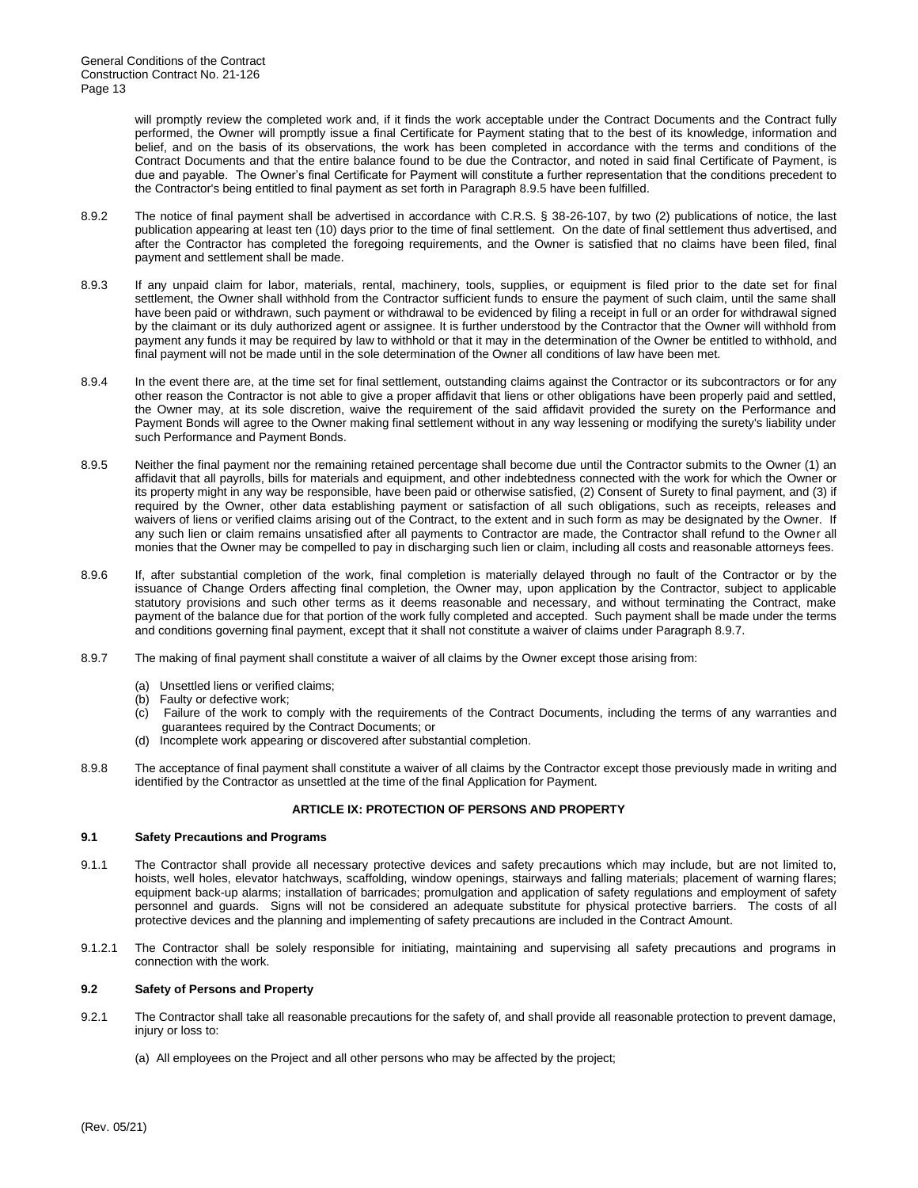will promptly review the completed work and, if it finds the work acceptable under the Contract Documents and the Contract fully performed, the Owner will promptly issue a final Certificate for Payment stating that to the best of its knowledge, information and belief, and on the basis of its observations, the work has been completed in accordance with the terms and conditions of the Contract Documents and that the entire balance found to be due the Contractor, and noted in said final Certificate of Payment, is due and payable. The Owner's final Certificate for Payment will constitute a further representation that the conditions precedent to the Contractor's being entitled to final payment as set forth in Paragraph 8.9.5 have been fulfilled.

8.9.2 The notice of final payment shall be advertised in accordance with C.R.S. § 38-26-107, by two (2) publications of notice, the last publication appearing at least ten (10) days prior to the time of final settlement. On the date of final settlement thus advertised, and after the Contractor has completed the foregoing requirements, and the Owner is satisfied that no claims have been filed, final payment and settlement shall be made.

8.9.3 If any unpaid claim for labor, materials, rental, machinery, tools, supplies, or equipment is filed prior to the date set for final settlement, the Owner shall withhold from the Contractor sufficient funds to ensure the payment of such claim, until the same shall have been paid or withdrawn, such payment or withdrawal to be evidenced by filing a receipt in full or an order for withdrawal signed by the claimant or its duly authorized agent or assignee. It is further understood by the Contractor that the Owner will withhold from payment any funds it may be required by law to withhold or that it may in the determination of the Owner be entitled to withhold, and final payment will not be made until in the sole determination of the Owner all conditions of law have been met.

8.9.4 In the event there are, at the time set for final settlement, outstanding claims against the Contractor or its subcontractors or for any other reason the Contractor is not able to give a proper affidavit that liens or other obligations have been properly paid and settled, the Owner may, at its sole discretion, waive the requirement of the said affidavit provided the surety on the Performance and Payment Bonds will agree to the Owner making final settlement without in any way lessening or modifying the surety's liability under such Performance and Payment Bonds.

8.9.5 Neither the final payment nor the remaining retained percentage shall become due until the Contractor submits to the Owner (1) an affidavit that all payrolls, bills for materials and equipment, and other indebtedness connected with the work for which the Owner or its property might in any way be responsible, have been paid or otherwise satisfied, (2) Consent of Surety to final payment, and (3) if required by the Owner, other data establishing payment or satisfaction of all such obligations, such as receipts, releases and waivers of liens or verified claims arising out of the Contract, to the extent and in such form as may be designated by the Owner. If any such lien or claim remains unsatisfied after all payments to Contractor are made, the Contractor shall refund to the Owner all monies that the Owner may be compelled to pay in discharging such lien or claim, including all costs and reasonable attorneys fees.

8.9.6 If, after substantial completion of the work, final completion is materially delayed through no fault of the Contractor or by the issuance of Change Orders affecting final completion, the Owner may, upon application by the Contractor, subject to applicable statutory provisions and such other terms as it deems reasonable and necessary, and without terminating the Contract, make payment of the balance due for that portion of the work fully completed and accepted. Such payment shall be made under the terms and conditions governing final payment, except that it shall not constitute a waiver of claims under Paragraph 8.9.7.

8.9.7 The making of final payment shall constitute a waiver of all claims by the Owner except those arising from:

(a) Unsettled liens or verified claims;
(b) Faulty or defective work;
(c) Failure of the work to comply with the requirements of the Contract Documents, including the terms of any warranties and guarantees required by the Contract Documents; or
(d) Incomplete work appearing or discovered after substantial completion.

8.9.8 The acceptance of final payment shall constitute a waiver of all claims by the Contractor except those previously made in writing and identified by the Contractor as unsettled at the time of the final Application for Payment.

## ARTICLE IX: PROTECTION OF PERSONS AND PROPERTY

### 9.1 Safety Precautions and Programs

9.1.1 The Contractor shall provide all necessary protective devices and safety precautions which may include, but are not limited to, hoists, well holes, elevator hatchways, scaffolding, window openings, stairways and falling materials; placement of warning flares; equipment back-up alarms; installation of barricades; promulgation and application of safety regulations and employment of safety personnel and guards. Signs will not be considered an adequate substitute for physical protective barriers. The costs of all protective devices and the planning and implementing of safety precautions are included in the Contract Amount.

9.1.2.1 The Contractor shall be solely responsible for initiating, maintaining and supervising all safety precautions and programs in connection with the work.

### 9.2 Safety of Persons and Property

9.2.1 The Contractor shall take all reasonable precautions for the safety of, and shall provide all reasonable protection to prevent damage, injury or loss to:

(a) All employees on the Project and all other persons who may be affected by the project;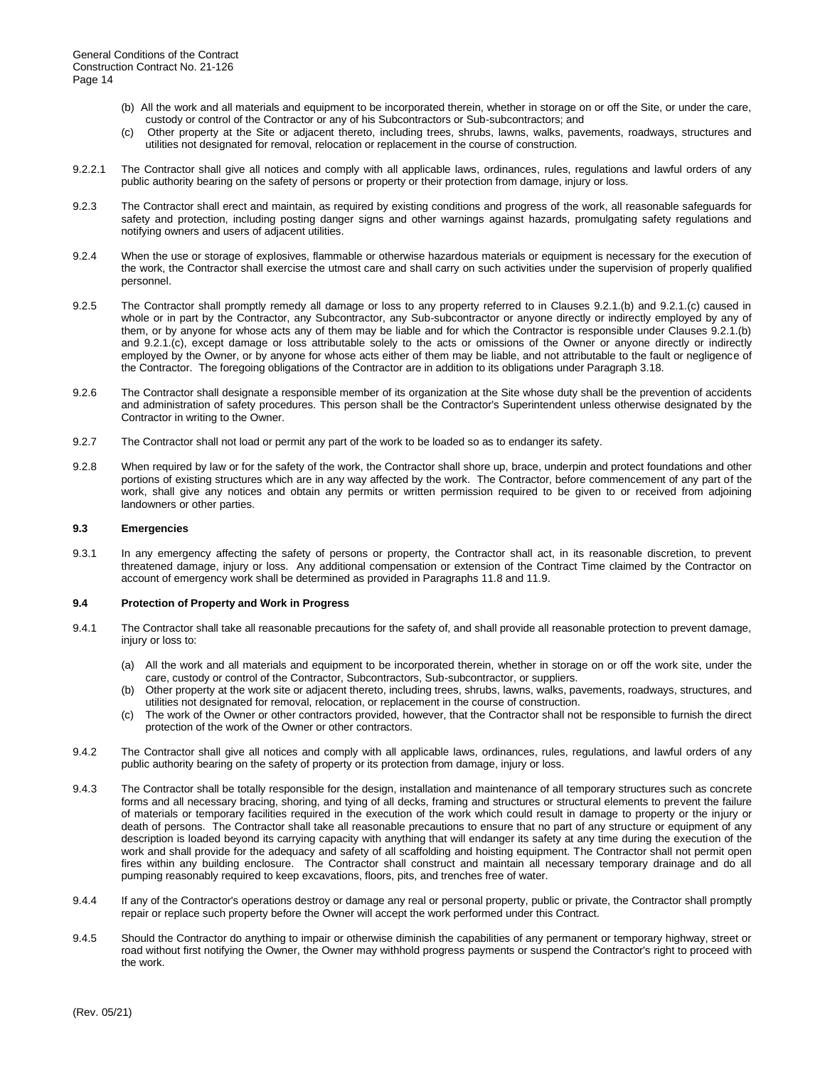(b) All the work and all materials and equipment to be incorporated therein, whether in storage on or off the Site, or under the care, custody or control of the Contractor or any of his Subcontractors or Sub-subcontractors; and

(c) Other property at the Site or adjacent thereto, including trees, shrubs, lawns, walks, pavements, roadways, structures and utilities not designated for removal, relocation or replacement in the course of construction.

9.2.2.1 The Contractor shall give all notices and comply with all applicable laws, ordinances, rules, regulations and lawful orders of any public authority bearing on the safety of persons or property or their protection from damage, injury or loss.

9.2.3 The Contractor shall erect and maintain, as required by existing conditions and progress of the work, all reasonable safeguards for safety and protection, including posting danger signs and other warnings against hazards, promulgating safety regulations and notifying owners and users of adjacent utilities.

9.2.4 When the use or storage of explosives, flammable or otherwise hazardous materials or equipment is necessary for the execution of the work, the Contractor shall exercise the utmost care and shall carry on such activities under the supervision of properly qualified personnel.

9.2.5 The Contractor shall promptly remedy all damage or loss to any property referred to in Clauses 9.2.1.(b) and 9.2.1.(c) caused in whole or in part by the Contractor, any Subcontractor, any Sub-subcontractor or anyone directly or indirectly employed by any of them, or by anyone for whose acts any of them may be liable and for which the Contractor is responsible under Clauses 9.2.1.(b) and 9.2.1.(c), except damage or loss attributable solely to the acts or omissions of the Owner or anyone directly or indirectly employed by the Owner, or by anyone for whose acts either of them may be liable, and not attributable to the fault or negligence of the Contractor. The foregoing obligations of the Contractor are in addition to its obligations under Paragraph 3.18.

9.2.6 The Contractor shall designate a responsible member of its organization at the Site whose duty shall be the prevention of accidents and administration of safety procedures. This person shall be the Contractor's Superintendent unless otherwise designated by the Contractor in writing to the Owner.

9.2.7 The Contractor shall not load or permit any part of the work to be loaded so as to endanger its safety.

9.2.8 When required by law or for the safety of the work, the Contractor shall shore up, brace, underpin and protect foundations and other portions of existing structures which are in any way affected by the work. The Contractor, before commencement of any part of the work, shall give any notices and obtain any permits or written permission required to be given to or received from adjoining landowners or other parties.

### 9.3 Emergencies

9.3.1 In any emergency affecting the safety of persons or property, the Contractor shall act, in its reasonable discretion, to prevent threatened damage, injury or loss. Any additional compensation or extension of the Contract Time claimed by the Contractor on account of emergency work shall be determined as provided in Paragraphs 11.8 and 11.9.

### 9.4 Protection of Property and Work in Progress

9.4.1 The Contractor shall take all reasonable precautions for the safety of, and shall provide all reasonable protection to prevent damage, injury or loss to:

(a) All the work and all materials and equipment to be incorporated therein, whether in storage on or off the work site, under the care, custody or control of the Contractor, Subcontractors, Sub-subcontractor, or suppliers.

(b) Other property at the work site or adjacent thereto, including trees, shrubs, lawns, walks, pavements, roadways, structures, and utilities not designated for removal, relocation, or replacement in the course of construction.

(c) The work of the Owner or other contractors provided, however, that the Contractor shall not be responsible to furnish the direct protection of the work of the Owner or other contractors.

9.4.2 The Contractor shall give all notices and comply with all applicable laws, ordinances, rules, regulations, and lawful orders of any public authority bearing on the safety of property or its protection from damage, injury or loss.

9.4.3 The Contractor shall be totally responsible for the design, installation and maintenance of all temporary structures such as concrete forms and all necessary bracing, shoring, and tying of all decks, framing and structures or structural elements to prevent the failure of materials or temporary facilities required in the execution of the work which could result in damage to property or the injury or death of persons. The Contractor shall take all reasonable precautions to ensure that no part of any structure or equipment of any description is loaded beyond its carrying capacity with anything that will endanger its safety at any time during the execution of the work and shall provide for the adequacy and safety of all scaffolding and hoisting equipment. The Contractor shall not permit open fires within any building enclosure. The Contractor shall construct and maintain all necessary temporary drainage and do all pumping reasonably required to keep excavations, floors, pits, and trenches free of water.

9.4.4 If any of the Contractor's operations destroy or damage any real or personal property, public or private, the Contractor shall promptly repair or replace such property before the Owner will accept the work performed under this Contract.

9.4.5 Should the Contractor do anything to impair or otherwise diminish the capabilities of any permanent or temporary highway, street or road without first notifying the Owner, the Owner may withhold progress payments or suspend the Contractor's right to proceed with the work.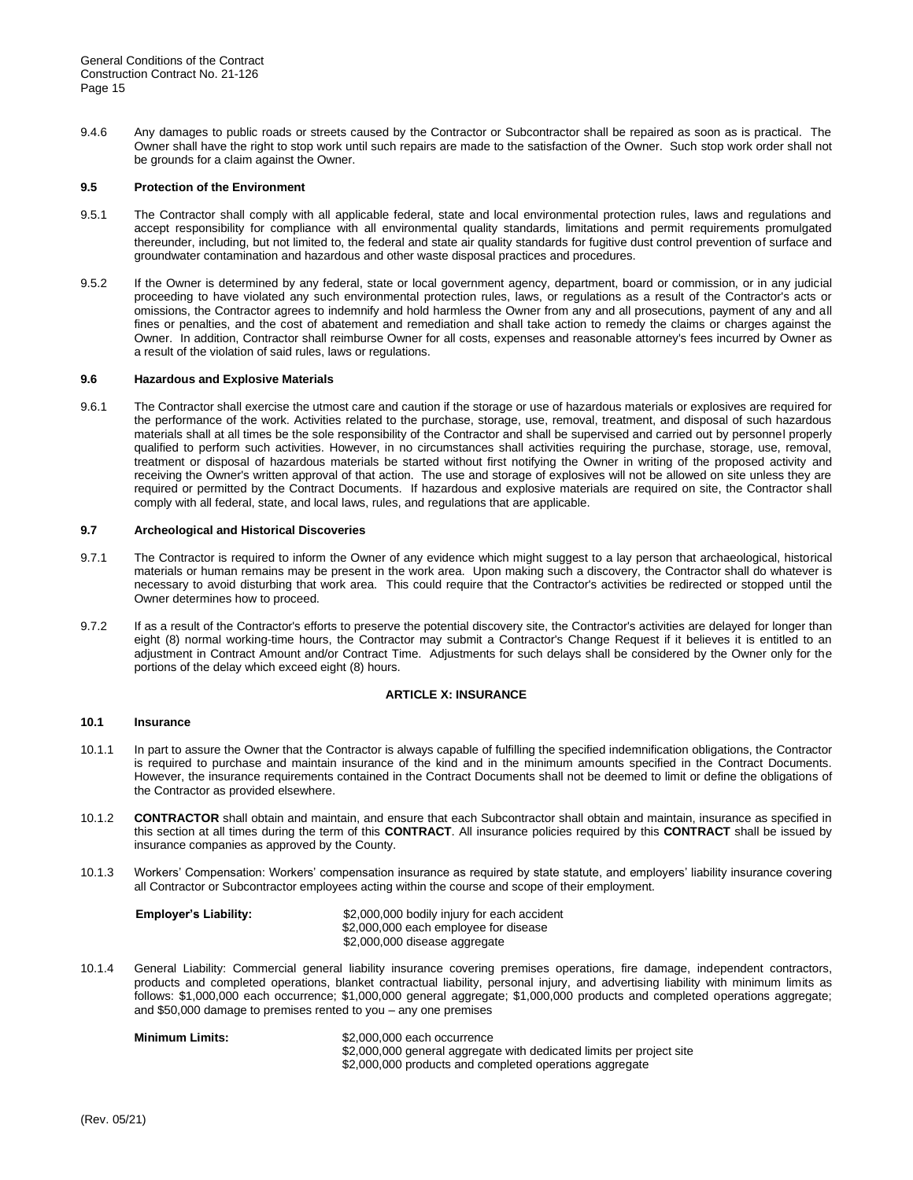9.4.6 Any damages to public roads or streets caused by the Contractor or Subcontractor shall be repaired as soon as is practical. The Owner shall have the right to stop work until such repairs are made to the satisfaction of the Owner. Such stop work order shall not be grounds for a claim against the Owner.

**9.5 Protection of the Environment**

9.5.1 The Contractor shall comply with all applicable federal, state and local environmental protection rules, laws and regulations and accept responsibility for compliance with all environmental quality standards, limitations and permit requirements promulgated thereunder, including, but not limited to, the federal and state air quality standards for fugitive dust control prevention of surface and groundwater contamination and hazardous and other waste disposal practices and procedures.

9.5.2 If the Owner is determined by any federal, state or local government agency, department, board or commission, or in any judicial proceeding to have violated any such environmental protection rules, laws, or regulations as a result of the Contractor's acts or omissions, the Contractor agrees to indemnify and hold harmless the Owner from any and all prosecutions, payment of any and all fines or penalties, and the cost of abatement and remediation and shall take action to remedy the claims or charges against the Owner. In addition, Contractor shall reimburse Owner for all costs, expenses and reasonable attorney's fees incurred by Owner as a result of the violation of said rules, laws or regulations.

**9.6 Hazardous and Explosive Materials**

9.6.1 The Contractor shall exercise the utmost care and caution if the storage or use of hazardous materials or explosives are required for the performance of the work. Activities related to the purchase, storage, use, removal, treatment, and disposal of such hazardous materials shall at all times be the sole responsibility of the Contractor and shall be supervised and carried out by personnel properly qualified to perform such activities. However, in no circumstances shall activities requiring the purchase, storage, use, removal, treatment or disposal of hazardous materials be started without first notifying the Owner in writing of the proposed activity and receiving the Owner's written approval of that action. The use and storage of explosives will not be allowed on site unless they are required or permitted by the Contract Documents. If hazardous and explosive materials are required on site, the Contractor shall comply with all federal, state, and local laws, rules, and regulations that are applicable.

**9.7 Archeological and Historical Discoveries**

9.7.1 The Contractor is required to inform the Owner of any evidence which might suggest to a lay person that archaeological, historical materials or human remains may be present in the work area. Upon making such a discovery, the Contractor shall do whatever is necessary to avoid disturbing that work area. This could require that the Contractor's activities be redirected or stopped until the Owner determines how to proceed.

9.7.2 If as a result of the Contractor's efforts to preserve the potential discovery site, the Contractor's activities are delayed for longer than eight (8) normal working-time hours, the Contractor may submit a Contractor's Change Request if it believes it is entitled to an adjustment in Contract Amount and/or Contract Time. Adjustments for such delays shall be considered by the Owner only for the portions of the delay which exceed eight (8) hours.

## ARTICLE X: INSURANCE

**10.1 Insurance**

10.1.1 In part to assure the Owner that the Contractor is always capable of fulfilling the specified indemnification obligations, the Contractor is required to purchase and maintain insurance of the kind and in the minimum amounts specified in the Contract Documents. However, the insurance requirements contained in the Contract Documents shall not be deemed to limit or define the obligations of the Contractor as provided elsewhere.

10.1.2 **CONTRACTOR** shall obtain and maintain, and ensure that each Subcontractor shall obtain and maintain, insurance as specified in this section at all times during the term of this **CONTRACT**. All insurance policies required by this **CONTRACT** shall be issued by insurance companies as approved by the County.

10.1.3 Workers' Compensation: Workers' compensation insurance as required by state statute, and employers' liability insurance covering all Contractor or Subcontractor employees acting within the course and scope of their employment.

**Employer's Liability:**
$2,000,000 bodily injury for each accident
$2,000,000 each employee for disease
$2,000,000 disease aggregate

10.1.4 General Liability: Commercial general liability insurance covering premises operations, fire damage, independent contractors, products and completed operations, blanket contractual liability, personal injury, and advertising liability with minimum limits as follows: $1,000,000 each occurrence; $1,000,000 general aggregate; $1,000,000 products and completed operations aggregate; and $50,000 damage to premises rented to you – any one premises

**Minimum Limits:**
$2,000,000 each occurrence
$2,000,000 general aggregate with dedicated limits per project site
$2,000,000 products and completed operations aggregate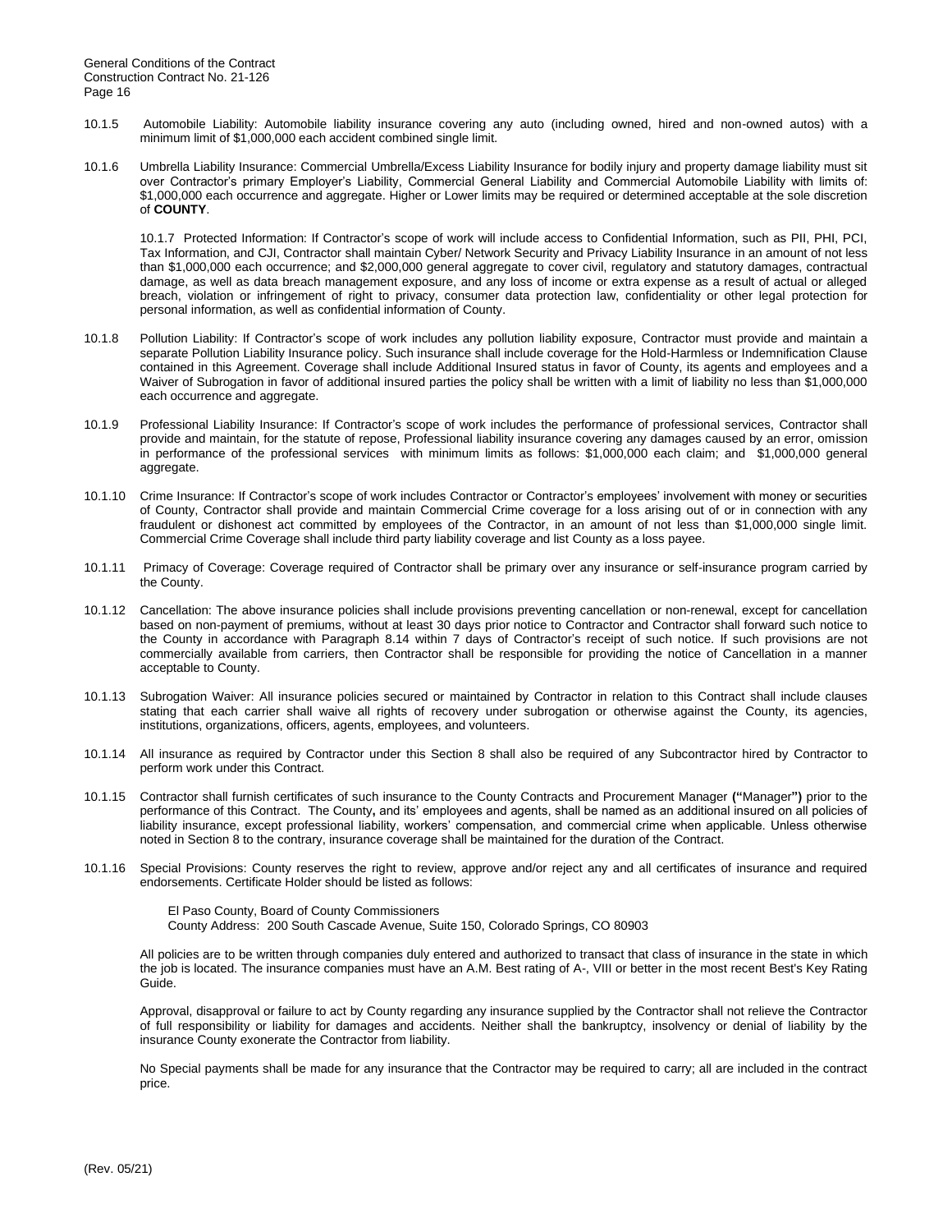10.1.5 Automobile Liability: Automobile liability insurance covering any auto (including owned, hired and non-owned autos) with a minimum limit of $1,000,000 each accident combined single limit.

10.1.6 Umbrella Liability Insurance: Commercial Umbrella/Excess Liability Insurance for bodily injury and property damage liability must sit over Contractor's primary Employer's Liability, Commercial General Liability and Commercial Automobile Liability with limits of: $1,000,000 each occurrence and aggregate. Higher or Lower limits may be required or determined acceptable at the sole discretion of **COUNTY**.

10.1.7 Protected Information: If Contractor's scope of work will include access to Confidential Information, such as PII, PHI, PCI, Tax Information, and CJI, Contractor shall maintain Cyber/ Network Security and Privacy Liability Insurance in an amount of not less than $1,000,000 each occurrence; and $2,000,000 general aggregate to cover civil, regulatory and statutory damages, contractual damage, as well as data breach management exposure, and any loss of income or extra expense as a result of actual or alleged breach, violation or infringement of right to privacy, consumer data protection law, confidentiality or other legal protection for personal information, as well as confidential information of County.

10.1.8 Pollution Liability: If Contractor's scope of work includes any pollution liability exposure, Contractor must provide and maintain a separate Pollution Liability Insurance policy. Such insurance shall include coverage for the Hold-Harmless or Indemnification Clause contained in this Agreement. Coverage shall include Additional Insured status in favor of County, its agents and employees and a Waiver of Subrogation in favor of additional insured parties the policy shall be written with a limit of liability no less than $1,000,000 each occurrence and aggregate.

10.1.9 Professional Liability Insurance: If Contractor's scope of work includes the performance of professional services, Contractor shall provide and maintain, for the statute of repose, Professional liability insurance covering any damages caused by an error, omission in performance of the professional services with minimum limits as follows: $1,000,000 each claim; and $1,000,000 general aggregate.

10.1.10 Crime Insurance: If Contractor's scope of work includes Contractor or Contractor's employees' involvement with money or securities of County, Contractor shall provide and maintain Commercial Crime coverage for a loss arising out of or in connection with any fraudulent or dishonest act committed by employees of the Contractor, in an amount of not less than $1,000,000 single limit. Commercial Crime Coverage shall include third party liability coverage and list County as a loss payee.

10.1.11 Primacy of Coverage: Coverage required of Contractor shall be primary over any insurance or self-insurance program carried by the County.

10.1.12 Cancellation: The above insurance policies shall include provisions preventing cancellation or non-renewal, except for cancellation based on non-payment of premiums, without at least 30 days prior notice to Contractor and Contractor shall forward such notice to the County in accordance with Paragraph 8.14 within 7 days of Contractor's receipt of such notice. If such provisions are not commercially available from carriers, then Contractor shall be responsible for providing the notice of Cancellation in a manner acceptable to County.

10.1.13 Subrogation Waiver: All insurance policies secured or maintained by Contractor in relation to this Contract shall include clauses stating that each carrier shall waive all rights of recovery under subrogation or otherwise against the County, its agencies, institutions, organizations, officers, agents, employees, and volunteers.

10.1.14 All insurance as required by Contractor under this Section 8 shall also be required of any Subcontractor hired by Contractor to perform work under this Contract.

10.1.15 Contractor shall furnish certificates of such insurance to the County Contracts and Procurement Manager **("**Manager**")** prior to the performance of this Contract. The County**,** and its' employees and agents, shall be named as an additional insured on all policies of liability insurance, except professional liability, workers' compensation, and commercial crime when applicable. Unless otherwise noted in Section 8 to the contrary, insurance coverage shall be maintained for the duration of the Contract.

10.1.16 Special Provisions: County reserves the right to review, approve and/or reject any and all certificates of insurance and required endorsements. Certificate Holder should be listed as follows:

El Paso County, Board of County Commissioners
County Address: 200 South Cascade Avenue, Suite 150, Colorado Springs, CO 80903

All policies are to be written through companies duly entered and authorized to transact that class of insurance in the state in which the job is located. The insurance companies must have an A.M. Best rating of A-, VIII or better in the most recent Best's Key Rating Guide.

Approval, disapproval or failure to act by County regarding any insurance supplied by the Contractor shall not relieve the Contractor of full responsibility or liability for damages and accidents. Neither shall the bankruptcy, insolvency or denial of liability by the insurance County exonerate the Contractor from liability.

No Special payments shall be made for any insurance that the Contractor may be required to carry; all are included in the contract price.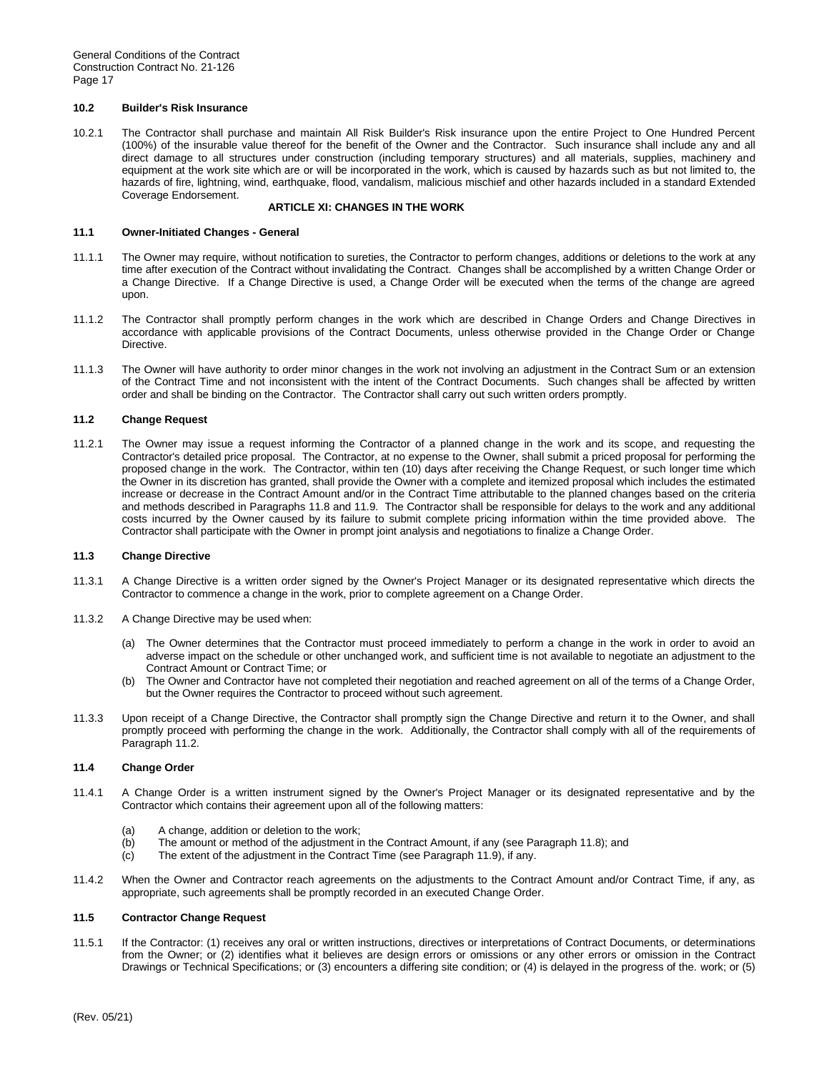### 10.2 Builder's Risk Insurance

10.2.1 The Contractor shall purchase and maintain All Risk Builder's Risk insurance upon the entire Project to One Hundred Percent (100%) of the insurable value thereof for the benefit of the Owner and the Contractor. Such insurance shall include any and all direct damage to all structures under construction (including temporary structures) and all materials, supplies, machinery and equipment at the work site which are or will be incorporated in the work, which is caused by hazards such as but not limited to, the hazards of fire, lightning, wind, earthquake, flood, vandalism, malicious mischief and other hazards included in a standard Extended Coverage Endorsement.

## ARTICLE XI: CHANGES IN THE WORK

### 11.1 Owner-Initiated Changes - General

11.1.1 The Owner may require, without notification to sureties, the Contractor to perform changes, additions or deletions to the work at any time after execution of the Contract without invalidating the Contract. Changes shall be accomplished by a written Change Order or a Change Directive. If a Change Directive is used, a Change Order will be executed when the terms of the change are agreed upon.

11.1.2 The Contractor shall promptly perform changes in the work which are described in Change Orders and Change Directives in accordance with applicable provisions of the Contract Documents, unless otherwise provided in the Change Order or Change Directive.

11.1.3 The Owner will have authority to order minor changes in the work not involving an adjustment in the Contract Sum or an extension of the Contract Time and not inconsistent with the intent of the Contract Documents. Such changes shall be affected by written order and shall be binding on the Contractor. The Contractor shall carry out such written orders promptly.

### 11.2 Change Request

11.2.1 The Owner may issue a request informing the Contractor of a planned change in the work and its scope, and requesting the Contractor's detailed price proposal. The Contractor, at no expense to the Owner, shall submit a priced proposal for performing the proposed change in the work. The Contractor, within ten (10) days after receiving the Change Request, or such longer time which the Owner in its discretion has granted, shall provide the Owner with a complete and itemized proposal which includes the estimated increase or decrease in the Contract Amount and/or in the Contract Time attributable to the planned changes based on the criteria and methods described in Paragraphs 11.8 and 11.9. The Contractor shall be responsible for delays to the work and any additional costs incurred by the Owner caused by its failure to submit complete pricing information within the time provided above. The Contractor shall participate with the Owner in prompt joint analysis and negotiations to finalize a Change Order.

### 11.3 Change Directive

11.3.1 A Change Directive is a written order signed by the Owner's Project Manager or its designated representative which directs the Contractor to commence a change in the work, prior to complete agreement on a Change Order.

11.3.2 A Change Directive may be used when:

(a) The Owner determines that the Contractor must proceed immediately to perform a change in the work in order to avoid an adverse impact on the schedule or other unchanged work, and sufficient time is not available to negotiate an adjustment to the Contract Amount or Contract Time; or

(b) The Owner and Contractor have not completed their negotiation and reached agreement on all of the terms of a Change Order, but the Owner requires the Contractor to proceed without such agreement.

11.3.3 Upon receipt of a Change Directive, the Contractor shall promptly sign the Change Directive and return it to the Owner, and shall promptly proceed with performing the change in the work. Additionally, the Contractor shall comply with all of the requirements of Paragraph 11.2.

### 11.4 Change Order

11.4.1 A Change Order is a written instrument signed by the Owner's Project Manager or its designated representative and by the Contractor which contains their agreement upon all of the following matters:

(a) A change, addition or deletion to the work;
(b) The amount or method of the adjustment in the Contract Amount, if any (see Paragraph 11.8); and
(c) The extent of the adjustment in the Contract Time (see Paragraph 11.9), if any.

11.4.2 When the Owner and Contractor reach agreements on the adjustments to the Contract Amount and/or Contract Time, if any, as appropriate, such agreements shall be promptly recorded in an executed Change Order.

### 11.5 Contractor Change Request

11.5.1 If the Contractor: (1) receives any oral or written instructions, directives or interpretations of Contract Documents, or determinations from the Owner; or (2) identifies what it believes are design errors or omissions or any other errors or omission in the Contract Drawings or Technical Specifications; or (3) encounters a differing site condition; or (4) is delayed in the progress of the. work; or (5)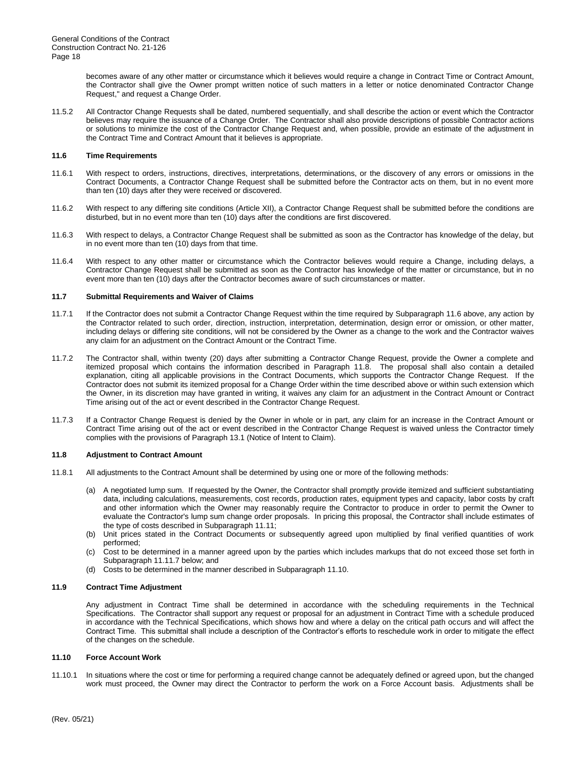becomes aware of any other matter or circumstance which it believes would require a change in Contract Time or Contract Amount, the Contractor shall give the Owner prompt written notice of such matters in a letter or notice denominated Contractor Change Request," and request a Change Order.

11.5.2 All Contractor Change Requests shall be dated, numbered sequentially, and shall describe the action or event which the Contractor believes may require the issuance of a Change Order. The Contractor shall also provide descriptions of possible Contractor actions or solutions to minimize the cost of the Contractor Change Request and, when possible, provide an estimate of the adjustment in the Contract Time and Contract Amount that it believes is appropriate.

### 11.6 Time Requirements

11.6.1 With respect to orders, instructions, directives, interpretations, determinations, or the discovery of any errors or omissions in the Contract Documents, a Contractor Change Request shall be submitted before the Contractor acts on them, but in no event more than ten (10) days after they were received or discovered.

11.6.2 With respect to any differing site conditions (Article XII), a Contractor Change Request shall be submitted before the conditions are disturbed, but in no event more than ten (10) days after the conditions are first discovered.

11.6.3 With respect to delays, a Contractor Change Request shall be submitted as soon as the Contractor has knowledge of the delay, but in no event more than ten (10) days from that time.

11.6.4 With respect to any other matter or circumstance which the Contractor believes would require a Change, including delays, a Contractor Change Request shall be submitted as soon as the Contractor has knowledge of the matter or circumstance, but in no event more than ten (10) days after the Contractor becomes aware of such circumstances or matter.

### 11.7 Submittal Requirements and Waiver of Claims

11.7.1 If the Contractor does not submit a Contractor Change Request within the time required by Subparagraph 11.6 above, any action by the Contractor related to such order, direction, instruction, interpretation, determination, design error or omission, or other matter, including delays or differing site conditions, will not be considered by the Owner as a change to the work and the Contractor waives any claim for an adjustment on the Contract Amount or the Contract Time.

11.7.2 The Contractor shall, within twenty (20) days after submitting a Contractor Change Request, provide the Owner a complete and itemized proposal which contains the information described in Paragraph 11.8. The proposal shall also contain a detailed explanation, citing all applicable provisions in the Contract Documents, which supports the Contractor Change Request. If the Contractor does not submit its itemized proposal for a Change Order within the time described above or within such extension which the Owner, in its discretion may have granted in writing, it waives any claim for an adjustment in the Contract Amount or Contract Time arising out of the act or event described in the Contractor Change Request.

11.7.3 If a Contractor Change Request is denied by the Owner in whole or in part, any claim for an increase in the Contract Amount or Contract Time arising out of the act or event described in the Contractor Change Request is waived unless the Contractor timely complies with the provisions of Paragraph 13.1 (Notice of Intent to Claim).

### 11.8 Adjustment to Contract Amount

11.8.1 All adjustments to the Contract Amount shall be determined by using one or more of the following methods:

(a) A negotiated lump sum. If requested by the Owner, the Contractor shall promptly provide itemized and sufficient substantiating data, including calculations, measurements, cost records, production rates, equipment types and capacity, labor costs by craft and other information which the Owner may reasonably require the Contractor to produce in order to permit the Owner to evaluate the Contractor's lump sum change order proposals. In pricing this proposal, the Contractor shall include estimates of the type of costs described in Subparagraph 11.11;

(b) Unit prices stated in the Contract Documents or subsequently agreed upon multiplied by final verified quantities of work performed;

(c) Cost to be determined in a manner agreed upon by the parties which includes markups that do not exceed those set forth in Subparagraph 11.11.7 below; and

(d) Costs to be determined in the manner described in Subparagraph 11.10.

### 11.9 Contract Time Adjustment

Any adjustment in Contract Time shall be determined in accordance with the scheduling requirements in the Technical Specifications. The Contractor shall support any request or proposal for an adjustment in Contract Time with a schedule produced in accordance with the Technical Specifications, which shows how and where a delay on the critical path occurs and will affect the Contract Time. This submittal shall include a description of the Contractor's efforts to reschedule work in order to mitigate the effect of the changes on the schedule.

### 11.10 Force Account Work

11.10.1 In situations where the cost or time for performing a required change cannot be adequately defined or agreed upon, but the changed work must proceed, the Owner may direct the Contractor to perform the work on a Force Account basis. Adjustments shall be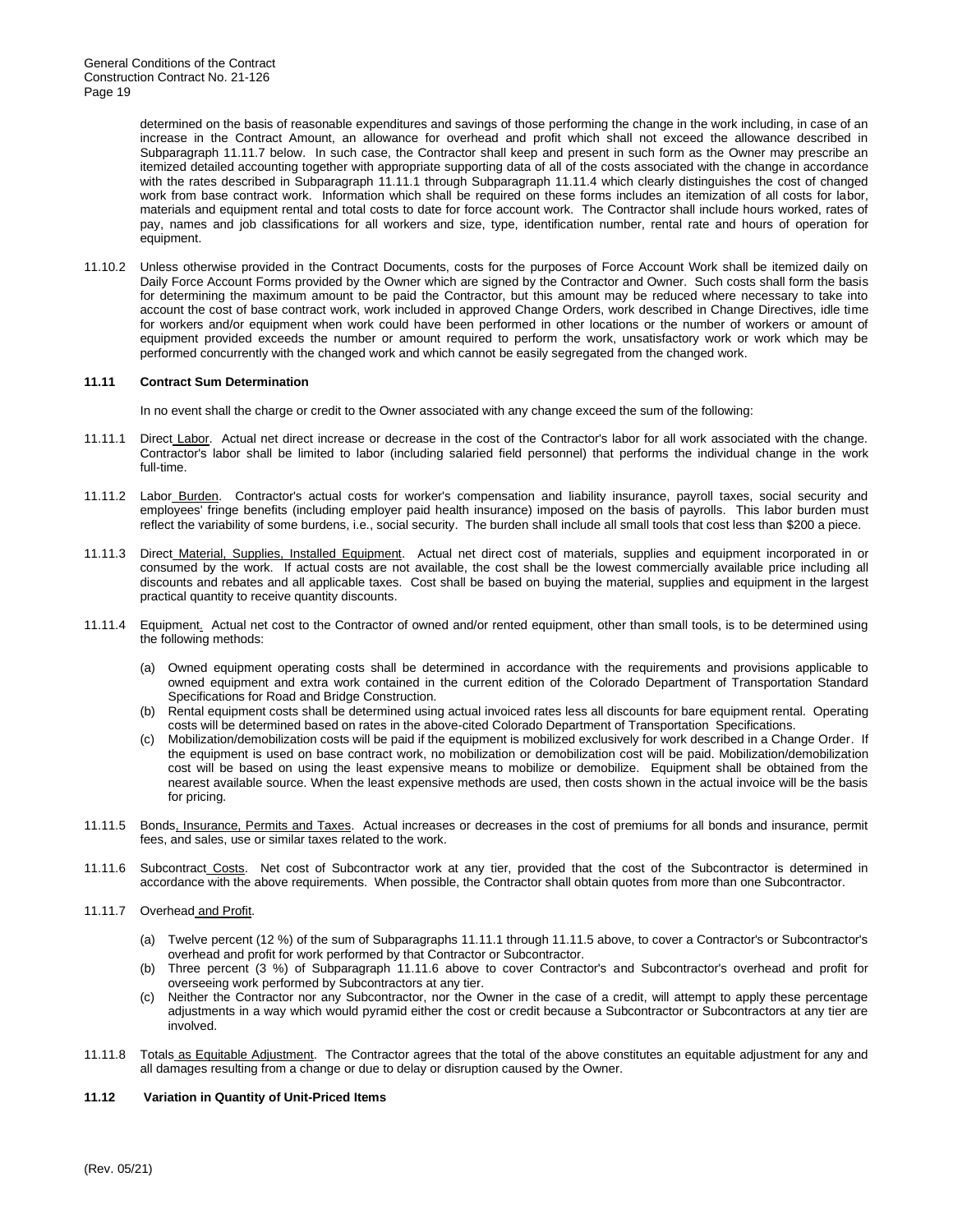determined on the basis of reasonable expenditures and savings of those performing the change in the work including, in case of an increase in the Contract Amount, an allowance for overhead and profit which shall not exceed the allowance described in Subparagraph 11.11.7 below. In such case, the Contractor shall keep and present in such form as the Owner may prescribe an itemized detailed accounting together with appropriate supporting data of all of the costs associated with the change in accordance with the rates described in Subparagraph 11.11.1 through Subparagraph 11.11.4 which clearly distinguishes the cost of changed work from base contract work. Information which shall be required on these forms includes an itemization of all costs for labor, materials and equipment rental and total costs to date for force account work. The Contractor shall include hours worked, rates of pay, names and job classifications for all workers and size, type, identification number, rental rate and hours of operation for equipment.

11.10.2 Unless otherwise provided in the Contract Documents, costs for the purposes of Force Account Work shall be itemized daily on Daily Force Account Forms provided by the Owner which are signed by the Contractor and Owner. Such costs shall form the basis for determining the maximum amount to be paid the Contractor, but this amount may be reduced where necessary to take into account the cost of base contract work, work included in approved Change Orders, work described in Change Directives, idle time for workers and/or equipment when work could have been performed in other locations or the number of workers or amount of equipment provided exceeds the number or amount required to perform the work, unsatisfactory work or work which may be performed concurrently with the changed work and which cannot be easily segregated from the changed work.

### 11.11 Contract Sum Determination

In no event shall the charge or credit to the Owner associated with any change exceed the sum of the following:

11.11.1 Direct Labor. Actual net direct increase or decrease in the cost of the Contractor's labor for all work associated with the change. Contractor's labor shall be limited to labor (including salaried field personnel) that performs the individual change in the work full-time.

11.11.2 Labor Burden. Contractor's actual costs for worker's compensation and liability insurance, payroll taxes, social security and employees' fringe benefits (including employer paid health insurance) imposed on the basis of payrolls. This labor burden must reflect the variability of some burdens, i.e., social security. The burden shall include all small tools that cost less than $200 a piece.

11.11.3 Direct Material, Supplies, Installed Equipment. Actual net direct cost of materials, supplies and equipment incorporated in or consumed by the work. If actual costs are not available, the cost shall be the lowest commercially available price including all discounts and rebates and all applicable taxes. Cost shall be based on buying the material, supplies and equipment in the largest practical quantity to receive quantity discounts.

11.11.4 Equipment. Actual net cost to the Contractor of owned and/or rented equipment, other than small tools, is to be determined using the following methods:

(a) Owned equipment operating costs shall be determined in accordance with the requirements and provisions applicable to owned equipment and extra work contained in the current edition of the Colorado Department of Transportation Standard Specifications for Road and Bridge Construction.

(b) Rental equipment costs shall be determined using actual invoiced rates less all discounts for bare equipment rental. Operating costs will be determined based on rates in the above-cited Colorado Department of Transportation Specifications.

(c) Mobilization/demobilization costs will be paid if the equipment is mobilized exclusively for work described in a Change Order. If the equipment is used on base contract work, no mobilization or demobilization cost will be paid. Mobilization/demobilization cost will be based on using the least expensive means to mobilize or demobilize. Equipment shall be obtained from the nearest available source. When the least expensive methods are used, then costs shown in the actual invoice will be the basis for pricing.

11.11.5 Bonds, Insurance, Permits and Taxes. Actual increases or decreases in the cost of premiums for all bonds and insurance, permit fees, and sales, use or similar taxes related to the work.

11.11.6 Subcontract Costs. Net cost of Subcontractor work at any tier, provided that the cost of the Subcontractor is determined in accordance with the above requirements. When possible, the Contractor shall obtain quotes from more than one Subcontractor.

11.11.7 Overhead and Profit.

(a) Twelve percent (12 %) of the sum of Subparagraphs 11.11.1 through 11.11.5 above, to cover a Contractor's or Subcontractor's overhead and profit for work performed by that Contractor or Subcontractor.

(b) Three percent (3 %) of Subparagraph 11.11.6 above to cover Contractor's and Subcontractor's overhead and profit for overseeing work performed by Subcontractors at any tier.

(c) Neither the Contractor nor any Subcontractor, nor the Owner in the case of a credit, will attempt to apply these percentage adjustments in a way which would pyramid either the cost or credit because a Subcontractor or Subcontractors at any tier are involved.

11.11.8 Totals as Equitable Adjustment. The Contractor agrees that the total of the above constitutes an equitable adjustment for any and all damages resulting from a change or due to delay or disruption caused by the Owner.

### 11.12 Variation in Quantity of Unit-Priced Items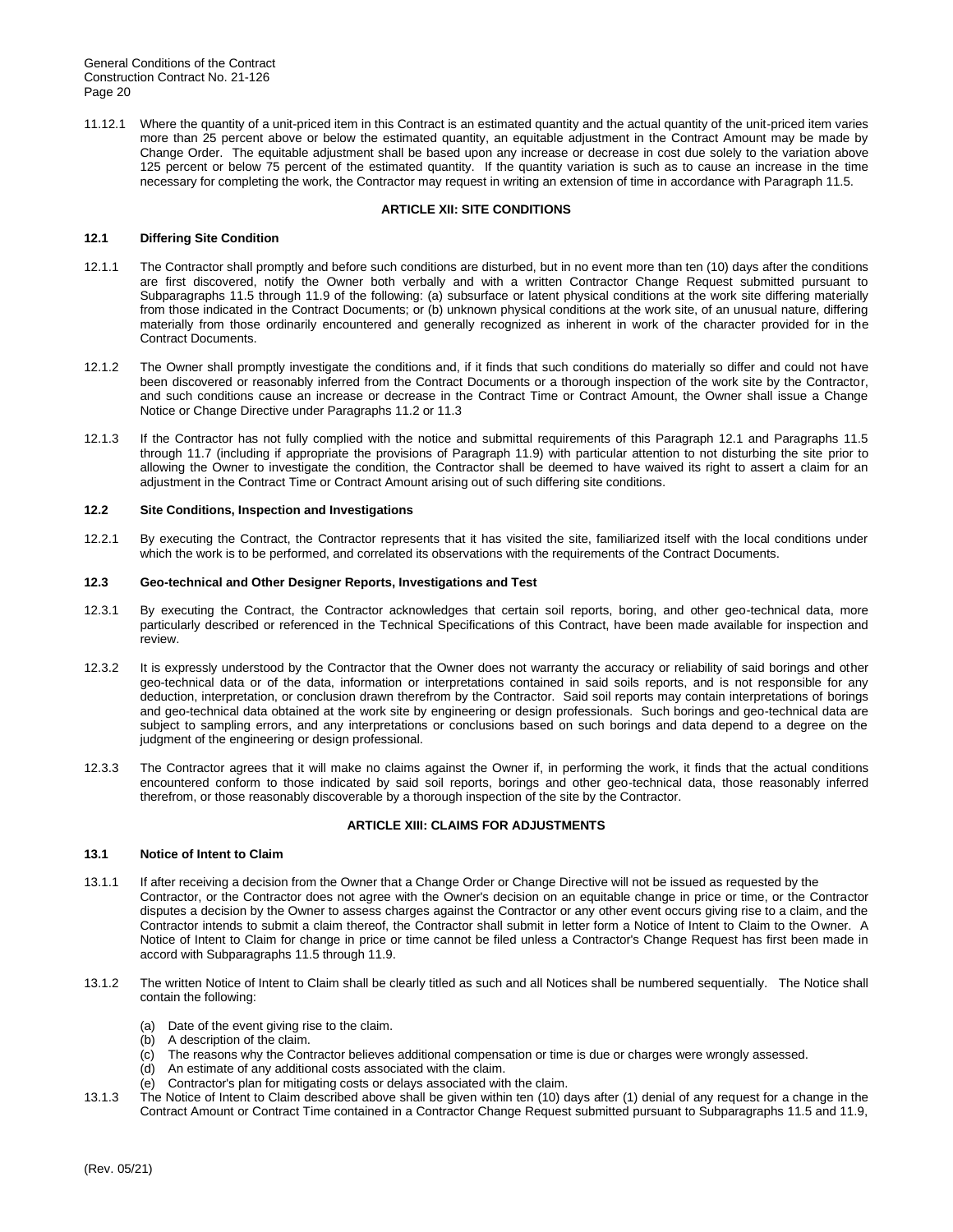11.12.1 Where the quantity of a unit-priced item in this Contract is an estimated quantity and the actual quantity of the unit-priced item varies more than 25 percent above or below the estimated quantity, an equitable adjustment in the Contract Amount may be made by Change Order. The equitable adjustment shall be based upon any increase or decrease in cost due solely to the variation above 125 percent or below 75 percent of the estimated quantity. If the quantity variation is such as to cause an increase in the time necessary for completing the work, the Contractor may request in writing an extension of time in accordance with Paragraph 11.5.

## ARTICLE XII: SITE CONDITIONS

### 12.1 Differing Site Condition

12.1.1 The Contractor shall promptly and before such conditions are disturbed, but in no event more than ten (10) days after the conditions are first discovered, notify the Owner both verbally and with a written Contractor Change Request submitted pursuant to Subparagraphs 11.5 through 11.9 of the following: (a) subsurface or latent physical conditions at the work site differing materially from those indicated in the Contract Documents; or (b) unknown physical conditions at the work site, of an unusual nature, differing materially from those ordinarily encountered and generally recognized as inherent in work of the character provided for in the Contract Documents.

12.1.2 The Owner shall promptly investigate the conditions and, if it finds that such conditions do materially so differ and could not have been discovered or reasonably inferred from the Contract Documents or a thorough inspection of the work site by the Contractor, and such conditions cause an increase or decrease in the Contract Time or Contract Amount, the Owner shall issue a Change Notice or Change Directive under Paragraphs 11.2 or 11.3

12.1.3 If the Contractor has not fully complied with the notice and submittal requirements of this Paragraph 12.1 and Paragraphs 11.5 through 11.7 (including if appropriate the provisions of Paragraph 11.9) with particular attention to not disturbing the site prior to allowing the Owner to investigate the condition, the Contractor shall be deemed to have waived its right to assert a claim for an adjustment in the Contract Time or Contract Amount arising out of such differing site conditions.

### 12.2 Site Conditions, Inspection and Investigations

12.2.1 By executing the Contract, the Contractor represents that it has visited the site, familiarized itself with the local conditions under which the work is to be performed, and correlated its observations with the requirements of the Contract Documents.

### 12.3 Geo-technical and Other Designer Reports, Investigations and Test

12.3.1 By executing the Contract, the Contractor acknowledges that certain soil reports, boring, and other geo-technical data, more particularly described or referenced in the Technical Specifications of this Contract, have been made available for inspection and review.

12.3.2 It is expressly understood by the Contractor that the Owner does not warranty the accuracy or reliability of said borings and other geo-technical data or of the data, information or interpretations contained in said soils reports, and is not responsible for any deduction, interpretation, or conclusion drawn therefrom by the Contractor. Said soil reports may contain interpretations of borings and geo-technical data obtained at the work site by engineering or design professionals. Such borings and geo-technical data are subject to sampling errors, and any interpretations or conclusions based on such borings and data depend to a degree on the judgment of the engineering or design professional.

12.3.3 The Contractor agrees that it will make no claims against the Owner if, in performing the work, it finds that the actual conditions encountered conform to those indicated by said soil reports, borings and other geo-technical data, those reasonably inferred therefrom, or those reasonably discoverable by a thorough inspection of the site by the Contractor.

## ARTICLE XIII: CLAIMS FOR ADJUSTMENTS

### 13.1 Notice of Intent to Claim

13.1.1 If after receiving a decision from the Owner that a Change Order or Change Directive will not be issued as requested by the Contractor, or the Contractor does not agree with the Owner's decision on an equitable change in price or time, or the Contractor disputes a decision by the Owner to assess charges against the Contractor or any other event occurs giving rise to a claim, and the Contractor intends to submit a claim thereof, the Contractor shall submit in letter form a Notice of Intent to Claim to the Owner. A Notice of Intent to Claim for change in price or time cannot be filed unless a Contractor's Change Request has first been made in accord with Subparagraphs 11.5 through 11.9.

13.1.2 The written Notice of Intent to Claim shall be clearly titled as such and all Notices shall be numbered sequentially. The Notice shall contain the following:

- (a) Date of the event giving rise to the claim.
- (b) A description of the claim.
- (c) The reasons why the Contractor believes additional compensation or time is due or charges were wrongly assessed.
- (d) An estimate of any additional costs associated with the claim.
- (e) Contractor's plan for mitigating costs or delays associated with the claim.

13.1.3 The Notice of Intent to Claim described above shall be given within ten (10) days after (1) denial of any request for a change in the Contract Amount or Contract Time contained in a Contractor Change Request submitted pursuant to Subparagraphs 11.5 and 11.9,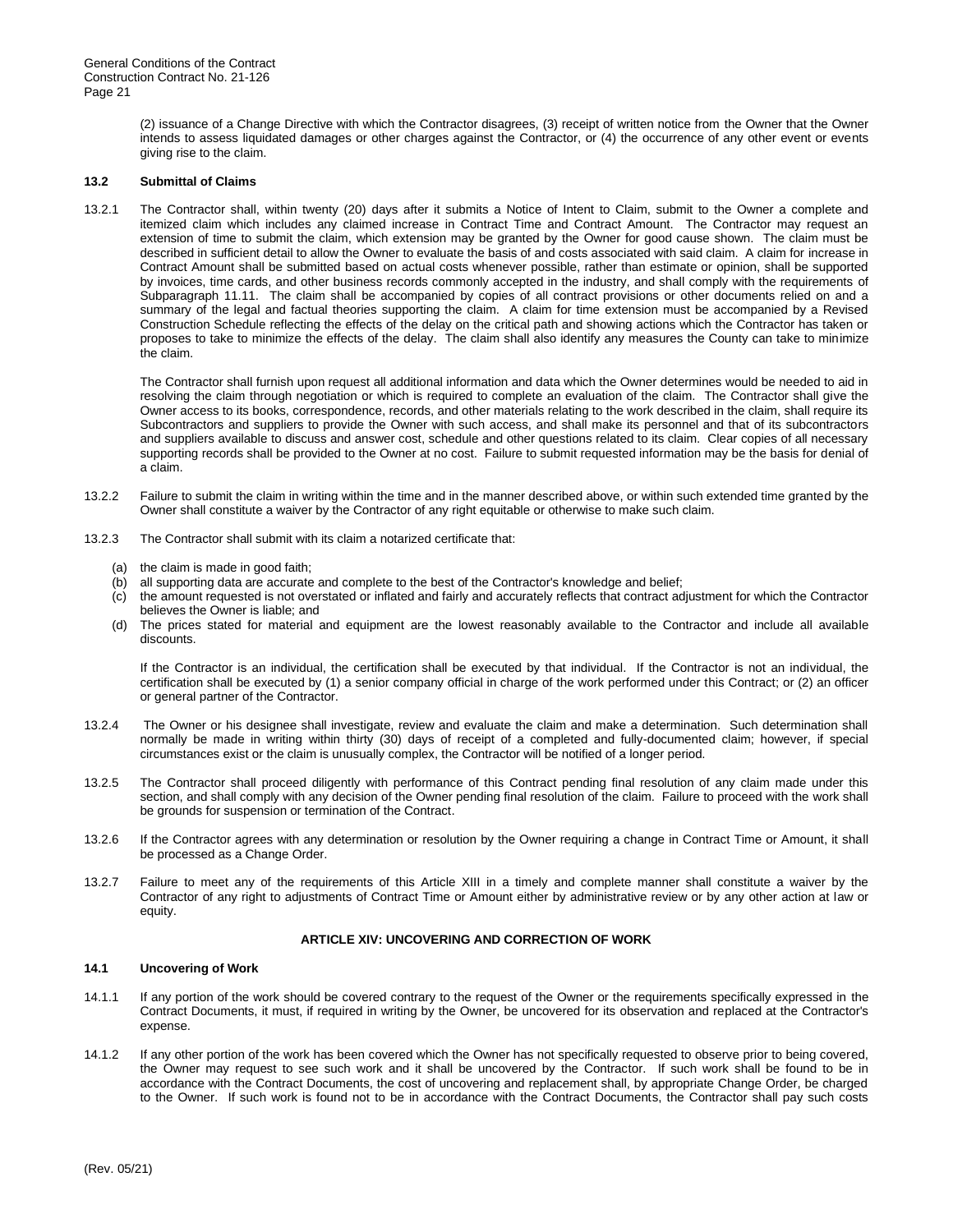(2) issuance of a Change Directive with which the Contractor disagrees, (3) receipt of written notice from the Owner that the Owner intends to assess liquidated damages or other charges against the Contractor, or (4) the occurrence of any other event or events giving rise to the claim.

**13.2 Submittal of Claims**

13.2.1 The Contractor shall, within twenty (20) days after it submits a Notice of Intent to Claim, submit to the Owner a complete and itemized claim which includes any claimed increase in Contract Time and Contract Amount. The Contractor may request an extension of time to submit the claim, which extension may be granted by the Owner for good cause shown. The claim must be described in sufficient detail to allow the Owner to evaluate the basis of and costs associated with said claim. A claim for increase in Contract Amount shall be submitted based on actual costs whenever possible, rather than estimate or opinion, shall be supported by invoices, time cards, and other business records commonly accepted in the industry, and shall comply with the requirements of Subparagraph 11.11. The claim shall be accompanied by copies of all contract provisions or other documents relied on and a summary of the legal and factual theories supporting the claim. A claim for time extension must be accompanied by a Revised Construction Schedule reflecting the effects of the delay on the critical path and showing actions which the Contractor has taken or proposes to take to minimize the effects of the delay. The claim shall also identify any measures the County can take to minimize the claim.

The Contractor shall furnish upon request all additional information and data which the Owner determines would be needed to aid in resolving the claim through negotiation or which is required to complete an evaluation of the claim. The Contractor shall give the Owner access to its books, correspondence, records, and other materials relating to the work described in the claim, shall require its Subcontractors and suppliers to provide the Owner with such access, and shall make its personnel and that of its subcontractors and suppliers available to discuss and answer cost, schedule and other questions related to its claim. Clear copies of all necessary supporting records shall be provided to the Owner at no cost. Failure to submit requested information may be the basis for denial of a claim.

13.2.2 Failure to submit the claim in writing within the time and in the manner described above, or within such extended time granted by the Owner shall constitute a waiver by the Contractor of any right equitable or otherwise to make such claim.

13.2.3 The Contractor shall submit with its claim a notarized certificate that:

(a) the claim is made in good faith;
(b) all supporting data are accurate and complete to the best of the Contractor's knowledge and belief;
(c) the amount requested is not overstated or inflated and fairly and accurately reflects that contract adjustment for which the Contractor believes the Owner is liable; and
(d) The prices stated for material and equipment are the lowest reasonably available to the Contractor and include all available discounts.

If the Contractor is an individual, the certification shall be executed by that individual. If the Contractor is not an individual, the certification shall be executed by (1) a senior company official in charge of the work performed under this Contract; or (2) an officer or general partner of the Contractor.

13.2.4 The Owner or his designee shall investigate, review and evaluate the claim and make a determination. Such determination shall normally be made in writing within thirty (30) days of receipt of a completed and fully-documented claim; however, if special circumstances exist or the claim is unusually complex, the Contractor will be notified of a longer period.

13.2.5 The Contractor shall proceed diligently with performance of this Contract pending final resolution of any claim made under this section, and shall comply with any decision of the Owner pending final resolution of the claim. Failure to proceed with the work shall be grounds for suspension or termination of the Contract.

13.2.6 If the Contractor agrees with any determination or resolution by the Owner requiring a change in Contract Time or Amount, it shall be processed as a Change Order.

13.2.7 Failure to meet any of the requirements of this Article XIII in a timely and complete manner shall constitute a waiver by the Contractor of any right to adjustments of Contract Time or Amount either by administrative review or by any other action at law or equity.

## ARTICLE XIV: UNCOVERING AND CORRECTION OF WORK

**14.1 Uncovering of Work**

14.1.1 If any portion of the work should be covered contrary to the request of the Owner or the requirements specifically expressed in the Contract Documents, it must, if required in writing by the Owner, be uncovered for its observation and replaced at the Contractor's expense.

14.1.2 If any other portion of the work has been covered which the Owner has not specifically requested to observe prior to being covered, the Owner may request to see such work and it shall be uncovered by the Contractor. If such work shall be found to be in accordance with the Contract Documents, the cost of uncovering and replacement shall, by appropriate Change Order, be charged to the Owner. If such work is found not to be in accordance with the Contract Documents, the Contractor shall pay such costs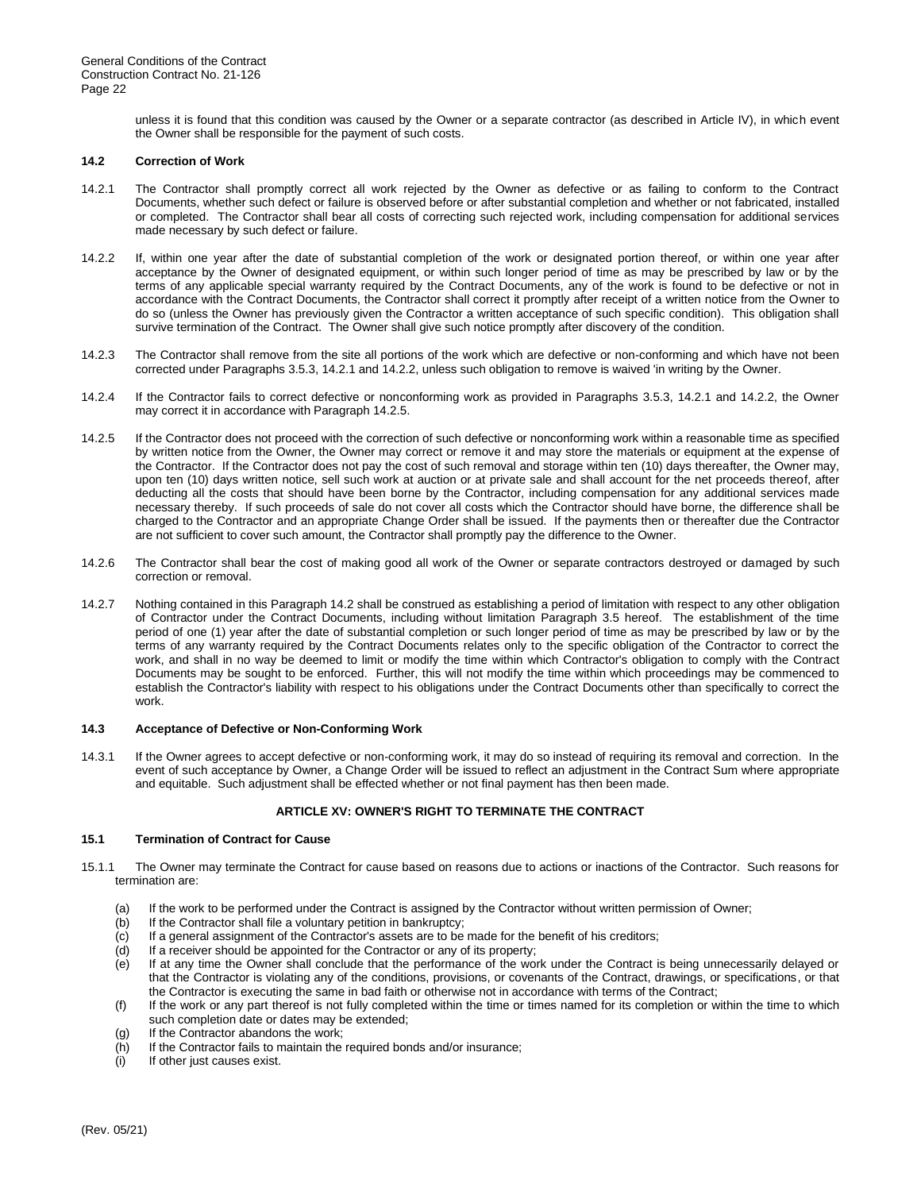unless it is found that this condition was caused by the Owner or a separate contractor (as described in Article IV), in which event the Owner shall be responsible for the payment of such costs.

### 14.2 Correction of Work

14.2.1 The Contractor shall promptly correct all work rejected by the Owner as defective or as failing to conform to the Contract Documents, whether such defect or failure is observed before or after substantial completion and whether or not fabricated, installed or completed. The Contractor shall bear all costs of correcting such rejected work, including compensation for additional services made necessary by such defect or failure.

14.2.2 If, within one year after the date of substantial completion of the work or designated portion thereof, or within one year after acceptance by the Owner of designated equipment, or within such longer period of time as may be prescribed by law or by the terms of any applicable special warranty required by the Contract Documents, any of the work is found to be defective or not in accordance with the Contract Documents, the Contractor shall correct it promptly after receipt of a written notice from the Owner to do so (unless the Owner has previously given the Contractor a written acceptance of such specific condition). This obligation shall survive termination of the Contract. The Owner shall give such notice promptly after discovery of the condition.

14.2.3 The Contractor shall remove from the site all portions of the work which are defective or non-conforming and which have not been corrected under Paragraphs 3.5.3, 14.2.1 and 14.2.2, unless such obligation to remove is waived 'in writing by the Owner.

14.2.4 If the Contractor fails to correct defective or nonconforming work as provided in Paragraphs 3.5.3, 14.2.1 and 14.2.2, the Owner may correct it in accordance with Paragraph 14.2.5.

14.2.5 If the Contractor does not proceed with the correction of such defective or nonconforming work within a reasonable time as specified by written notice from the Owner, the Owner may correct or remove it and may store the materials or equipment at the expense of the Contractor. If the Contractor does not pay the cost of such removal and storage within ten (10) days thereafter, the Owner may, upon ten (10) days written notice, sell such work at auction or at private sale and shall account for the net proceeds thereof, after deducting all the costs that should have been borne by the Contractor, including compensation for any additional services made necessary thereby. If such proceeds of sale do not cover all costs which the Contractor should have borne, the difference shall be charged to the Contractor and an appropriate Change Order shall be issued. If the payments then or thereafter due the Contractor are not sufficient to cover such amount, the Contractor shall promptly pay the difference to the Owner.

14.2.6 The Contractor shall bear the cost of making good all work of the Owner or separate contractors destroyed or damaged by such correction or removal.

14.2.7 Nothing contained in this Paragraph 14.2 shall be construed as establishing a period of limitation with respect to any other obligation of Contractor under the Contract Documents, including without limitation Paragraph 3.5 hereof. The establishment of the time period of one (1) year after the date of substantial completion or such longer period of time as may be prescribed by law or by the terms of any warranty required by the Contract Documents relates only to the specific obligation of the Contractor to correct the work, and shall in no way be deemed to limit or modify the time within which Contractor's obligation to comply with the Contract Documents may be sought to be enforced. Further, this will not modify the time within which proceedings may be commenced to establish the Contractor's liability with respect to his obligations under the Contract Documents other than specifically to correct the work.

### 14.3 Acceptance of Defective or Non-Conforming Work

14.3.1 If the Owner agrees to accept defective or non-conforming work, it may do so instead of requiring its removal and correction. In the event of such acceptance by Owner, a Change Order will be issued to reflect an adjustment in the Contract Sum where appropriate and equitable. Such adjustment shall be effected whether or not final payment has then been made.

## ARTICLE XV: OWNER'S RIGHT TO TERMINATE THE CONTRACT

### 15.1 Termination of Contract for Cause

15.1.1 The Owner may terminate the Contract for cause based on reasons due to actions or inactions of the Contractor. Such reasons for termination are:

(a) If the work to be performed under the Contract is assigned by the Contractor without written permission of Owner;
(b) If the Contractor shall file a voluntary petition in bankruptcy;
(c) If a general assignment of the Contractor's assets are to be made for the benefit of his creditors;
(d) If a receiver should be appointed for the Contractor or any of its property;
(e) If at any time the Owner shall conclude that the performance of the work under the Contract is being unnecessarily delayed or that the Contractor is violating any of the conditions, provisions, or covenants of the Contract, drawings, or specifications, or that the Contractor is executing the same in bad faith or otherwise not in accordance with terms of the Contract;
(f) If the work or any part thereof is not fully completed within the time or times named for its completion or within the time to which such completion date or dates may be extended;
(g) If the Contractor abandons the work;
(h) If the Contractor fails to maintain the required bonds and/or insurance;
(i) If other just causes exist.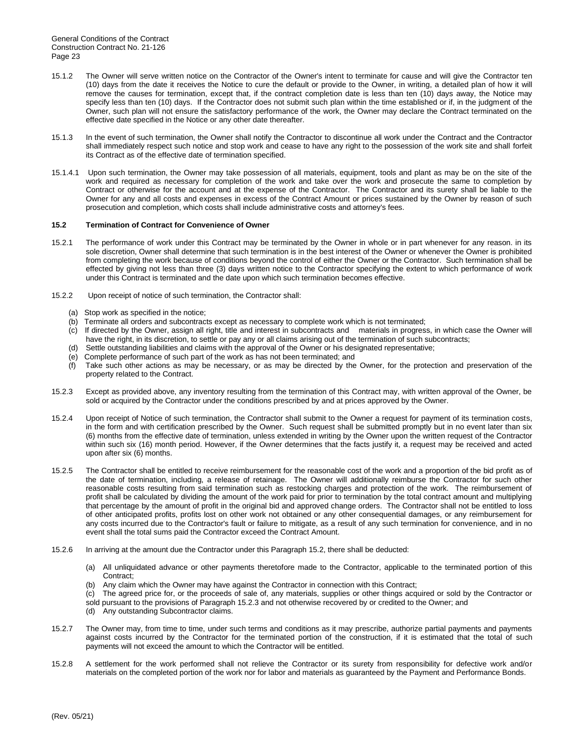15.1.2 The Owner will serve written notice on the Contractor of the Owner's intent to terminate for cause and will give the Contractor ten (10) days from the date it receives the Notice to cure the default or provide to the Owner, in writing, a detailed plan of how it will remove the causes for termination, except that, if the contract completion date is less than ten (10) days away, the Notice may specify less than ten (10) days. If the Contractor does not submit such plan within the time established or if, in the judgment of the Owner, such plan will not ensure the satisfactory performance of the work, the Owner may declare the Contract terminated on the effective date specified in the Notice or any other date thereafter.

15.1.3 In the event of such termination, the Owner shall notify the Contractor to discontinue all work under the Contract and the Contractor shall immediately respect such notice and stop work and cease to have any right to the possession of the work site and shall forfeit its Contract as of the effective date of termination specified.

15.1.4.1 Upon such termination, the Owner may take possession of all materials, equipment, tools and plant as may be on the site of the work and required as necessary for completion of the work and take over the work and prosecute the same to completion by Contract or otherwise for the account and at the expense of the Contractor. The Contractor and its surety shall be liable to the Owner for any and all costs and expenses in excess of the Contract Amount or prices sustained by the Owner by reason of such prosecution and completion, which costs shall include administrative costs and attorney's fees.

### 15.2 Termination of Contract for Convenience of Owner

15.2.1 The performance of work under this Contract may be terminated by the Owner in whole or in part whenever for any reason. in its sole discretion, Owner shall determine that such termination is in the best interest of the Owner or whenever the Owner is prohibited from completing the work because of conditions beyond the control of either the Owner or the Contractor. Such termination shall be effected by giving not less than three (3) days written notice to the Contractor specifying the extent to which performance of work under this Contract is terminated and the date upon which such termination becomes effective.

15.2.2 Upon receipt of notice of such termination, the Contractor shall:

(a) Stop work as specified in the notice;
(b) Terminate all orders and subcontracts except as necessary to complete work which is not terminated;
(c) If directed by the Owner, assign all right, title and interest in subcontracts and materials in progress, in which case the Owner will have the right, in its discretion, to settle or pay any or all claims arising out of the termination of such subcontracts;
(d) Settle outstanding liabilities and claims with the approval of the Owner or his designated representative;
(e) Complete performance of such part of the work as has not been terminated; and
(f) Take such other actions as may be necessary, or as may be directed by the Owner, for the protection and preservation of the property related to the Contract.

15.2.3 Except as provided above, any inventory resulting from the termination of this Contract may, with written approval of the Owner, be sold or acquired by the Contractor under the conditions prescribed by and at prices approved by the Owner.

15.2.4 Upon receipt of Notice of such termination, the Contractor shall submit to the Owner a request for payment of its termination costs, in the form and with certification prescribed by the Owner. Such request shall be submitted promptly but in no event later than six (6) months from the effective date of termination, unless extended in writing by the Owner upon the written request of the Contractor within such six (16) month period. However, if the Owner determines that the facts justify it, a request may be received and acted upon after six (6) months.

15.2.5 The Contractor shall be entitled to receive reimbursement for the reasonable cost of the work and a proportion of the bid profit as of the date of termination, including, a release of retainage. The Owner will additionally reimburse the Contractor for such other reasonable costs resulting from said termination such as restocking charges and protection of the work. The reimbursement of profit shall be calculated by dividing the amount of the work paid for prior to termination by the total contract amount and multiplying that percentage by the amount of profit in the original bid and approved change orders. The Contractor shall not be entitled to loss of other anticipated profits, profits lost on other work not obtained or any other consequential damages, or any reimbursement for any costs incurred due to the Contractor's fault or failure to mitigate, as a result of any such termination for convenience, and in no event shall the total sums paid the Contractor exceed the Contract Amount.

15.2.6 In arriving at the amount due the Contractor under this Paragraph 15.2, there shall be deducted:

(a) All unliquidated advance or other payments theretofore made to the Contractor, applicable to the terminated portion of this Contract;
(b) Any claim which the Owner may have against the Contractor in connection with this Contract;
(c) The agreed price for, or the proceeds of sale of, any materials, supplies or other things acquired or sold by the Contractor or sold pursuant to the provisions of Paragraph 15.2.3 and not otherwise recovered by or credited to the Owner; and
(d) Any outstanding Subcontractor claims.

15.2.7 The Owner may, from time to time, under such terms and conditions as it may prescribe, authorize partial payments and payments against costs incurred by the Contractor for the terminated portion of the construction, if it is estimated that the total of such payments will not exceed the amount to which the Contractor will be entitled.

15.2.8 A settlement for the work performed shall not relieve the Contractor or its surety from responsibility for defective work and/or materials on the completed portion of the work nor for labor and materials as guaranteed by the Payment and Performance Bonds.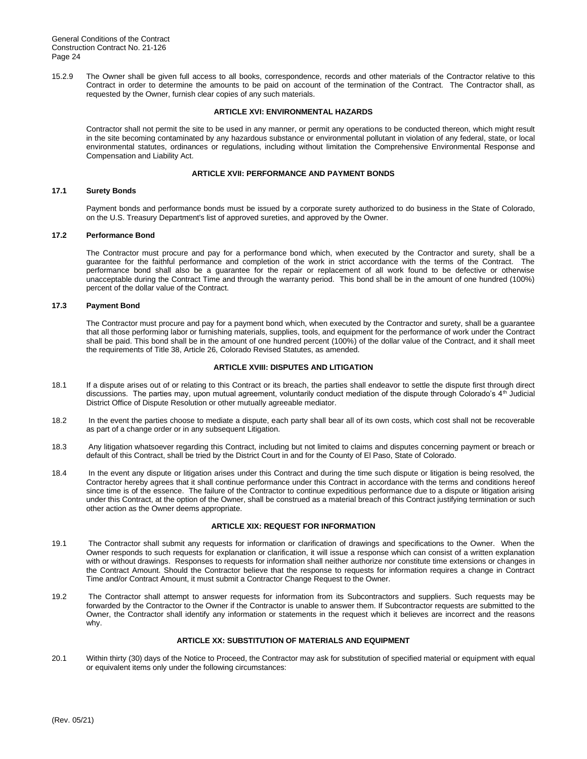15.2.9 The Owner shall be given full access to all books, correspondence, records and other materials of the Contractor relative to this Contract in order to determine the amounts to be paid on account of the termination of the Contract. The Contractor shall, as requested by the Owner, furnish clear copies of any such materials.

## ARTICLE XVI: ENVIRONMENTAL HAZARDS

Contractor shall not permit the site to be used in any manner, or permit any operations to be conducted thereon, which might result in the site becoming contaminated by any hazardous substance or environmental pollutant in violation of any federal, state, or local environmental statutes, ordinances or regulations, including without limitation the Comprehensive Environmental Response and Compensation and Liability Act.

## ARTICLE XVII: PERFORMANCE AND PAYMENT BONDS

### 17.1 Surety Bonds

Payment bonds and performance bonds must be issued by a corporate surety authorized to do business in the State of Colorado, on the U.S. Treasury Department's list of approved sureties, and approved by the Owner.

### 17.2 Performance Bond

The Contractor must procure and pay for a performance bond which, when executed by the Contractor and surety, shall be a guarantee for the faithful performance and completion of the work in strict accordance with the terms of the Contract. The performance bond shall also be a guarantee for the repair or replacement of all work found to be defective or otherwise unacceptable during the Contract Time and through the warranty period. This bond shall be in the amount of one hundred (100%) percent of the dollar value of the Contract.

### 17.3 Payment Bond

The Contractor must procure and pay for a payment bond which, when executed by the Contractor and surety, shall be a guarantee that all those performing labor or furnishing materials, supplies, tools, and equipment for the performance of work under the Contract shall be paid. This bond shall be in the amount of one hundred percent (100%) of the dollar value of the Contract, and it shall meet the requirements of Title 38, Article 26, Colorado Revised Statutes, as amended.

## ARTICLE XVIII: DISPUTES AND LITIGATION

18.1 If a dispute arises out of or relating to this Contract or its breach, the parties shall endeavor to settle the dispute first through direct discussions. The parties may, upon mutual agreement, voluntarily conduct mediation of the dispute through Colorado's 4th Judicial District Office of Dispute Resolution or other mutually agreeable mediator.

18.2 In the event the parties choose to mediate a dispute, each party shall bear all of its own costs, which cost shall not be recoverable as part of a change order or in any subsequent Litigation.

18.3 Any litigation whatsoever regarding this Contract, including but not limited to claims and disputes concerning payment or breach or default of this Contract, shall be tried by the District Court in and for the County of El Paso, State of Colorado.

18.4 In the event any dispute or litigation arises under this Contract and during the time such dispute or litigation is being resolved, the Contractor hereby agrees that it shall continue performance under this Contract in accordance with the terms and conditions hereof since time is of the essence. The failure of the Contractor to continue expeditious performance due to a dispute or litigation arising under this Contract, at the option of the Owner, shall be construed as a material breach of this Contract justifying termination or such other action as the Owner deems appropriate.

## ARTICLE XIX: REQUEST FOR INFORMATION

19.1 The Contractor shall submit any requests for information or clarification of drawings and specifications to the Owner. When the Owner responds to such requests for explanation or clarification, it will issue a response which can consist of a written explanation with or without drawings. Responses to requests for information shall neither authorize nor constitute time extensions or changes in the Contract Amount. Should the Contractor believe that the response to requests for information requires a change in Contract Time and/or Contract Amount, it must submit a Contractor Change Request to the Owner.

19.2 The Contractor shall attempt to answer requests for information from its Subcontractors and suppliers. Such requests may be forwarded by the Contractor to the Owner if the Contractor is unable to answer them. If Subcontractor requests are submitted to the Owner, the Contractor shall identify any information or statements in the request which it believes are incorrect and the reasons why.

## ARTICLE XX: SUBSTITUTION OF MATERIALS AND EQUIPMENT

20.1 Within thirty (30) days of the Notice to Proceed, the Contractor may ask for substitution of specified material or equipment with equal or equivalent items only under the following circumstances: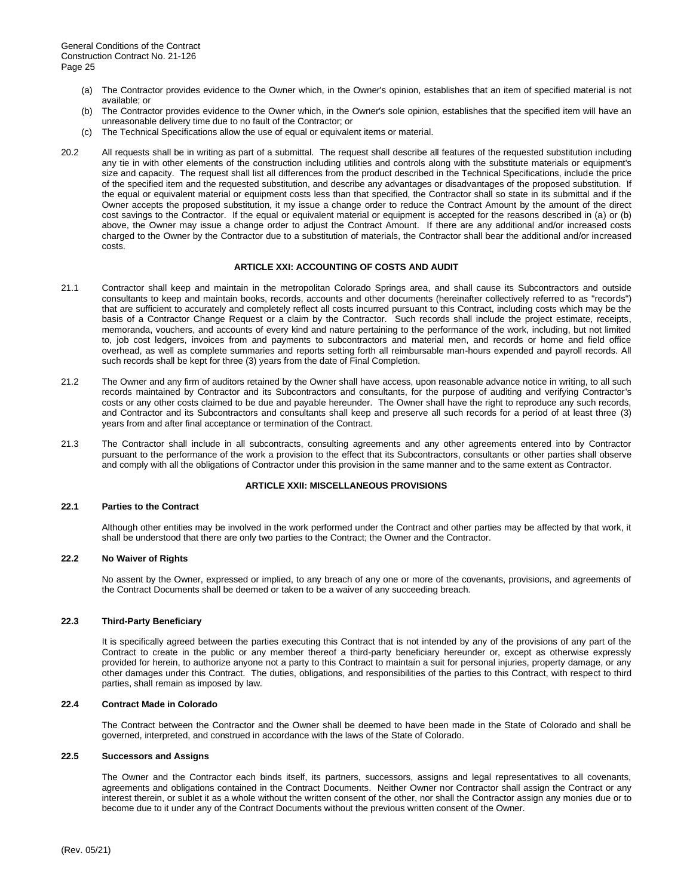(a) The Contractor provides evidence to the Owner which, in the Owner's opinion, establishes that an item of specified material is not available; or

(b) The Contractor provides evidence to the Owner which, in the Owner's sole opinion, establishes that the specified item will have an unreasonable delivery time due to no fault of the Contractor; or

(c) The Technical Specifications allow the use of equal or equivalent items or material.

20.2 All requests shall be in writing as part of a submittal. The request shall describe all features of the requested substitution including any tie in with other elements of the construction including utilities and controls along with the substitute materials or equipment's size and capacity. The request shall list all differences from the product described in the Technical Specifications, include the price of the specified item and the requested substitution, and describe any advantages or disadvantages of the proposed substitution. If the equal or equivalent material or equipment costs less than that specified, the Contractor shall so state in its submittal and if the Owner accepts the proposed substitution, it my issue a change order to reduce the Contract Amount by the amount of the direct cost savings to the Contractor. If the equal or equivalent material or equipment is accepted for the reasons described in (a) or (b) above, the Owner may issue a change order to adjust the Contract Amount. If there are any additional and/or increased costs charged to the Owner by the Contractor due to a substitution of materials, the Contractor shall bear the additional and/or increased costs.

## ARTICLE XXI: ACCOUNTING OF COSTS AND AUDIT

21.1 Contractor shall keep and maintain in the metropolitan Colorado Springs area, and shall cause its Subcontractors and outside consultants to keep and maintain books, records, accounts and other documents (hereinafter collectively referred to as "records") that are sufficient to accurately and completely reflect all costs incurred pursuant to this Contract, including costs which may be the basis of a Contractor Change Request or a claim by the Contractor. Such records shall include the project estimate, receipts, memoranda, vouchers, and accounts of every kind and nature pertaining to the performance of the work, including, but not limited to, job cost ledgers, invoices from and payments to subcontractors and material men, and records or home and field office overhead, as well as complete summaries and reports setting forth all reimbursable man-hours expended and payroll records. All such records shall be kept for three (3) years from the date of Final Completion.

21.2 The Owner and any firm of auditors retained by the Owner shall have access, upon reasonable advance notice in writing, to all such records maintained by Contractor and its Subcontractors and consultants, for the purpose of auditing and verifying Contractor's costs or any other costs claimed to be due and payable hereunder. The Owner shall have the right to reproduce any such records, and Contractor and its Subcontractors and consultants shall keep and preserve all such records for a period of at least three (3) years from and after final acceptance or termination of the Contract.

21.3 The Contractor shall include in all subcontracts, consulting agreements and any other agreements entered into by Contractor pursuant to the performance of the work a provision to the effect that its Subcontractors, consultants or other parties shall observe and comply with all the obligations of Contractor under this provision in the same manner and to the same extent as Contractor.

## ARTICLE XXII: MISCELLANEOUS PROVISIONS

### 22.1 Parties to the Contract

Although other entities may be involved in the work performed under the Contract and other parties may be affected by that work, it shall be understood that there are only two parties to the Contract; the Owner and the Contractor.

### 22.2 No Waiver of Rights

No assent by the Owner, expressed or implied, to any breach of any one or more of the covenants, provisions, and agreements of the Contract Documents shall be deemed or taken to be a waiver of any succeeding breach.

### 22.3 Third-Party Beneficiary

It is specifically agreed between the parties executing this Contract that is not intended by any of the provisions of any part of the Contract to create in the public or any member thereof a third-party beneficiary hereunder or, except as otherwise expressly provided for herein, to authorize anyone not a party to this Contract to maintain a suit for personal injuries, property damage, or any other damages under this Contract. The duties, obligations, and responsibilities of the parties to this Contract, with respect to third parties, shall remain as imposed by law.

### 22.4 Contract Made in Colorado

The Contract between the Contractor and the Owner shall be deemed to have been made in the State of Colorado and shall be governed, interpreted, and construed in accordance with the laws of the State of Colorado.

### 22.5 Successors and Assigns

The Owner and the Contractor each binds itself, its partners, successors, assigns and legal representatives to all covenants, agreements and obligations contained in the Contract Documents. Neither Owner nor Contractor shall assign the Contract or any interest therein, or sublet it as a whole without the written consent of the other, nor shall the Contractor assign any monies due or to become due to it under any of the Contract Documents without the previous written consent of the Owner.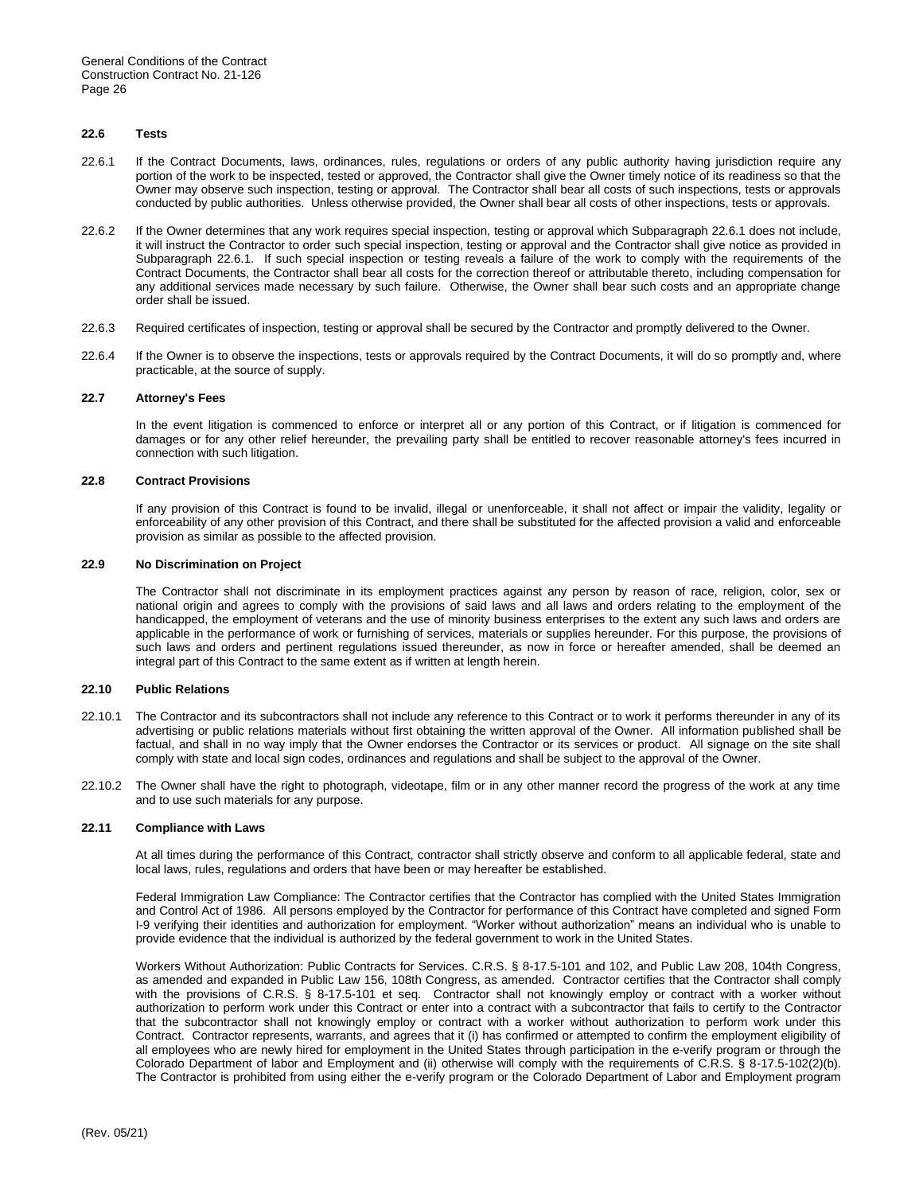### 22.6 Tests

22.6.1 If the Contract Documents, laws, ordinances, rules, regulations or orders of any public authority having jurisdiction require any portion of the work to be inspected, tested or approved, the Contractor shall give the Owner timely notice of its readiness so that the Owner may observe such inspection, testing or approval. The Contractor shall bear all costs of such inspections, tests or approvals conducted by public authorities. Unless otherwise provided, the Owner shall bear all costs of other inspections, tests or approvals.

22.6.2 If the Owner determines that any work requires special inspection, testing or approval which Subparagraph 22.6.1 does not include, it will instruct the Contractor to order such special inspection, testing or approval and the Contractor shall give notice as provided in Subparagraph 22.6.1. If such special inspection or testing reveals a failure of the work to comply with the requirements of the Contract Documents, the Contractor shall bear all costs for the correction thereof or attributable thereto, including compensation for any additional services made necessary by such failure. Otherwise, the Owner shall bear such costs and an appropriate change order shall be issued.

22.6.3 Required certificates of inspection, testing or approval shall be secured by the Contractor and promptly delivered to the Owner.

22.6.4 If the Owner is to observe the inspections, tests or approvals required by the Contract Documents, it will do so promptly and, where practicable, at the source of supply.

### 22.7 Attorney's Fees

In the event litigation is commenced to enforce or interpret all or any portion of this Contract, or if litigation is commenced for damages or for any other relief hereunder, the prevailing party shall be entitled to recover reasonable attorney's fees incurred in connection with such litigation.

### 22.8 Contract Provisions

If any provision of this Contract is found to be invalid, illegal or unenforceable, it shall not affect or impair the validity, legality or enforceability of any other provision of this Contract, and there shall be substituted for the affected provision a valid and enforceable provision as similar as possible to the affected provision.

### 22.9 No Discrimination on Project

The Contractor shall not discriminate in its employment practices against any person by reason of race, religion, color, sex or national origin and agrees to comply with the provisions of said laws and all laws and orders relating to the employment of the handicapped, the employment of veterans and the use of minority business enterprises to the extent any such laws and orders are applicable in the performance of work or furnishing of services, materials or supplies hereunder. For this purpose, the provisions of such laws and orders and pertinent regulations issued thereunder, as now in force or hereafter amended, shall be deemed an integral part of this Contract to the same extent as if written at length herein.

### 22.10 Public Relations

22.10.1 The Contractor and its subcontractors shall not include any reference to this Contract or to work it performs thereunder in any of its advertising or public relations materials without first obtaining the written approval of the Owner. All information published shall be factual, and shall in no way imply that the Owner endorses the Contractor or its services or product. All signage on the site shall comply with state and local sign codes, ordinances and regulations and shall be subject to the approval of the Owner.

22.10.2 The Owner shall have the right to photograph, videotape, film or in any other manner record the progress of the work at any time and to use such materials for any purpose.

### 22.11 Compliance with Laws

At all times during the performance of this Contract, contractor shall strictly observe and conform to all applicable federal, state and local laws, rules, regulations and orders that have been or may hereafter be established.

Federal Immigration Law Compliance: The Contractor certifies that the Contractor has complied with the United States Immigration and Control Act of 1986. All persons employed by the Contractor for performance of this Contract have completed and signed Form I-9 verifying their identities and authorization for employment. "Worker without authorization" means an individual who is unable to provide evidence that the individual is authorized by the federal government to work in the United States.

Workers Without Authorization: Public Contracts for Services. C.R.S. § 8-17.5-101 and 102, and Public Law 208, 104th Congress, as amended and expanded in Public Law 156, 108th Congress, as amended. Contractor certifies that the Contractor shall comply with the provisions of C.R.S. § 8-17.5-101 et seq. Contractor shall not knowingly employ or contract with a worker without authorization to perform work under this Contract or enter into a contract with a subcontractor that fails to certify to the Contractor that the subcontractor shall not knowingly employ or contract with a worker without authorization to perform work under this Contract. Contractor represents, warrants, and agrees that it (i) has confirmed or attempted to confirm the employment eligibility of all employees who are newly hired for employment in the United States through participation in the e-verify program or through the Colorado Department of labor and Employment and (ii) otherwise will comply with the requirements of C.R.S. § 8-17.5-102(2)(b). The Contractor is prohibited from using either the e-verify program or the Colorado Department of Labor and Employment program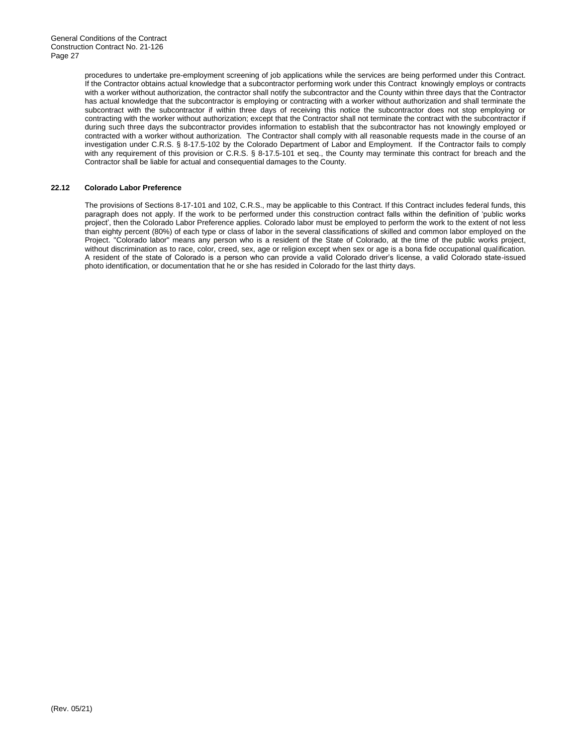procedures to undertake pre-employment screening of job applications while the services are being performed under this Contract. If the Contractor obtains actual knowledge that a subcontractor performing work under this Contract knowingly employs or contracts with a worker without authorization, the contractor shall notify the subcontractor and the County within three days that the Contractor has actual knowledge that the subcontractor is employing or contracting with a worker without authorization and shall terminate the subcontract with the subcontractor if within three days of receiving this notice the subcontractor does not stop employing or contracting with the worker without authorization; except that the Contractor shall not terminate the contract with the subcontractor if during such three days the subcontractor provides information to establish that the subcontractor has not knowingly employed or contracted with a worker without authorization. The Contractor shall comply with all reasonable requests made in the course of an investigation under C.R.S. § 8-17.5-102 by the Colorado Department of Labor and Employment. If the Contractor fails to comply with any requirement of this provision or C.R.S. § 8-17.5-101 et seq., the County may terminate this contract for breach and the Contractor shall be liable for actual and consequential damages to the County.

**22.12 Colorado Labor Preference**

The provisions of Sections 8-17-101 and 102, C.R.S., may be applicable to this Contract. If this Contract includes federal funds, this paragraph does not apply. If the work to be performed under this construction contract falls within the definition of 'public works project', then the Colorado Labor Preference applies. Colorado labor must be employed to perform the work to the extent of not less than eighty percent (80%) of each type or class of labor in the several classifications of skilled and common labor employed on the Project. "Colorado labor" means any person who is a resident of the State of Colorado, at the time of the public works project, without discrimination as to race, color, creed, sex, age or religion except when sex or age is a bona fide occupational qualification. A resident of the state of Colorado is a person who can provide a valid Colorado driver's license, a valid Colorado state-issued photo identification, or documentation that he or she has resided in Colorado for the last thirty days.